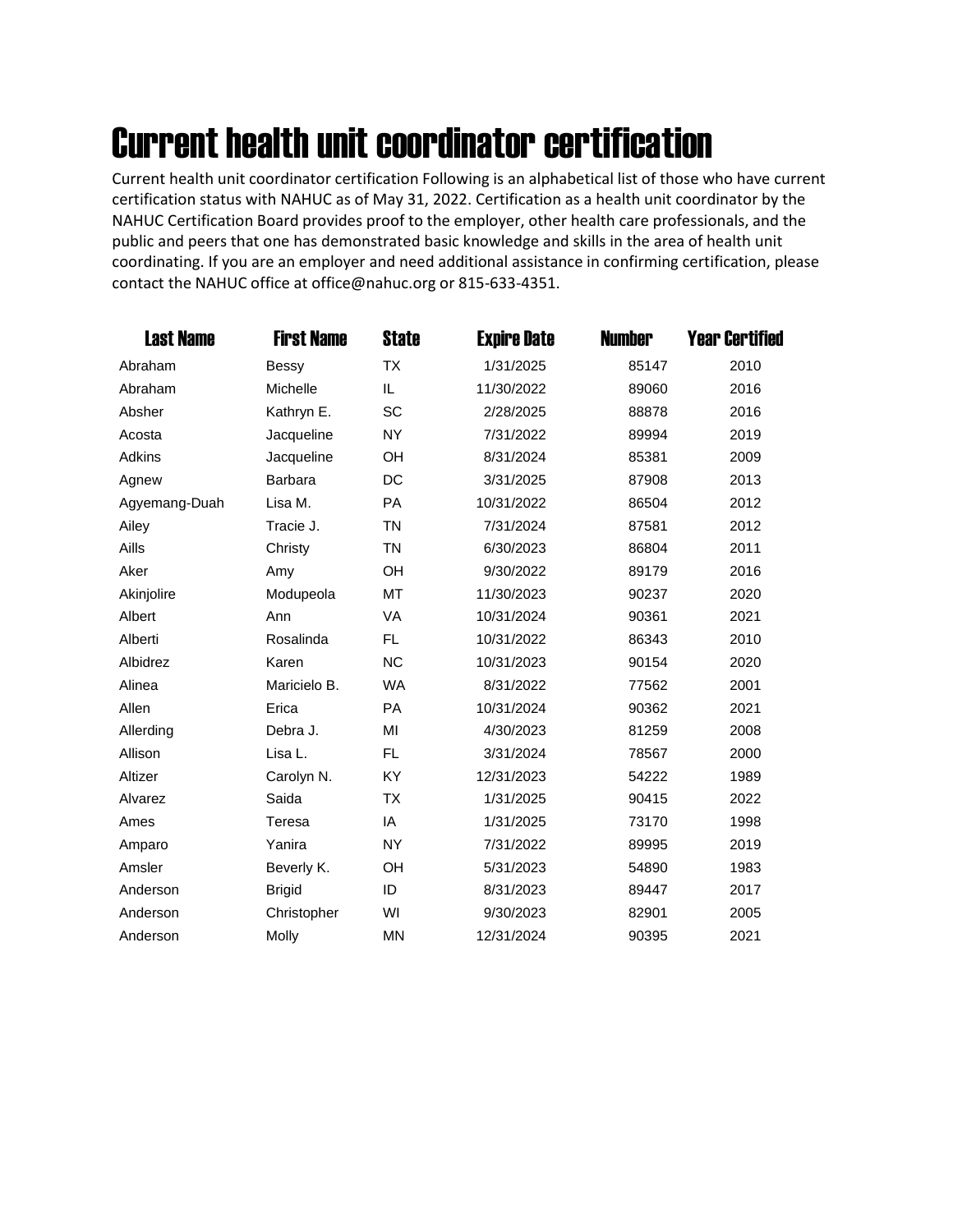# Current health unit coordinator certification

Current health unit coordinator certification Following is an alphabetical list of those who have current certification status with NAHUC as of May 31, 2022. Certification as a health unit coordinator by the NAHUC Certification Board provides proof to the employer, other health care professionals, and the public and peers that one has demonstrated basic knowledge and skills in the area of health unit coordinating. If you are an employer and need additional assistance in confirming certification, please contact the NAHUC office at office@nahuc.org or 815-633-4351.

| Last Name | First Name | State | Expire Date | Number | Year Certified |
|---|---|---|---|---|---|
| Abraham | Bessy | TX | 1/31/2025 | 85147 | 2010 |
| Abraham | Michelle | IL | 11/30/2022 | 89060 | 2016 |
| Absher | Kathryn E. | SC | 2/28/2025 | 88878 | 2016 |
| Acosta | Jacqueline | NY | 7/31/2022 | 89994 | 2019 |
| Adkins | Jacqueline | OH | 8/31/2024 | 85381 | 2009 |
| Agnew | Barbara | DC | 3/31/2025 | 87908 | 2013 |
| Agyemang-Duah | Lisa M. | PA | 10/31/2022 | 86504 | 2012 |
| Ailey | Tracie J. | TN | 7/31/2024 | 87581 | 2012 |
| Aills | Christy | TN | 6/30/2023 | 86804 | 2011 |
| Aker | Amy | OH | 9/30/2022 | 89179 | 2016 |
| Akinjolire | Modupeola | MT | 11/30/2023 | 90237 | 2020 |
| Albert | Ann | VA | 10/31/2024 | 90361 | 2021 |
| Alberti | Rosalinda | FL | 10/31/2022 | 86343 | 2010 |
| Albidrez | Karen | NC | 10/31/2023 | 90154 | 2020 |
| Alinea | Maricielo B. | WA | 8/31/2022 | 77562 | 2001 |
| Allen | Erica | PA | 10/31/2024 | 90362 | 2021 |
| Allerding | Debra J. | MI | 4/30/2023 | 81259 | 2008 |
| Allison | Lisa L. | FL | 3/31/2024 | 78567 | 2000 |
| Altizer | Carolyn N. | KY | 12/31/2023 | 54222 | 1989 |
| Alvarez | Saida | TX | 1/31/2025 | 90415 | 2022 |
| Ames | Teresa | IA | 1/31/2025 | 73170 | 1998 |
| Amparo | Yanira | NY | 7/31/2022 | 89995 | 2019 |
| Amsler | Beverly K. | OH | 5/31/2023 | 54890 | 1983 |
| Anderson | Brigid | ID | 8/31/2023 | 89447 | 2017 |
| Anderson | Christopher | WI | 9/30/2023 | 82901 | 2005 |
| Anderson | Molly | MN | 12/31/2024 | 90395 | 2021 |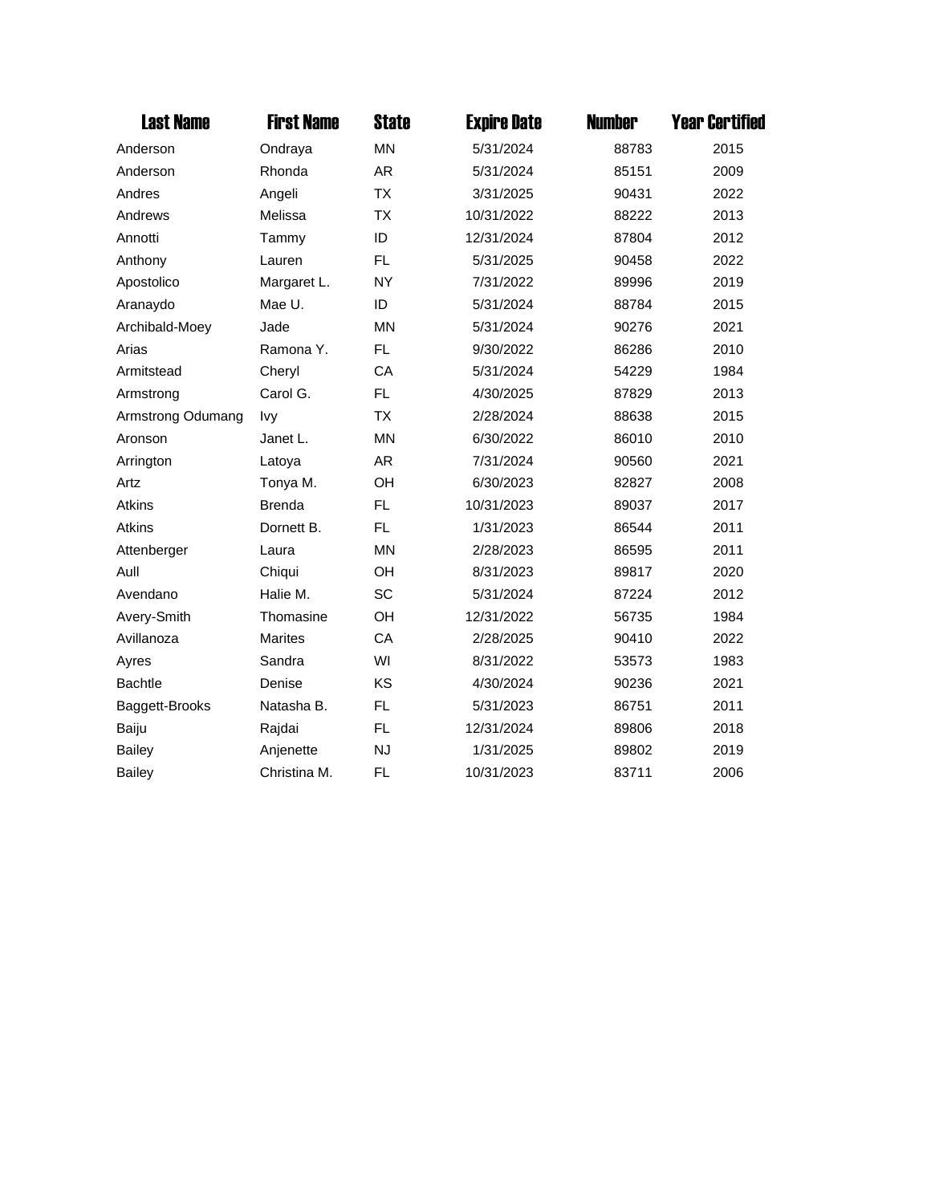| Last Name | First Name | State | Expire Date | Number | Year Certified |
|---|---|---|---|---|---|
| Anderson | Ondraya | MN | 5/31/2024 | 88783 | 2015 |
| Anderson | Rhonda | AR | 5/31/2024 | 85151 | 2009 |
| Andres | Angeli | TX | 3/31/2025 | 90431 | 2022 |
| Andrews | Melissa | TX | 10/31/2022 | 88222 | 2013 |
| Annotti | Tammy | ID | 12/31/2024 | 87804 | 2012 |
| Anthony | Lauren | FL | 5/31/2025 | 90458 | 2022 |
| Apostolico | Margaret L. | NY | 7/31/2022 | 89996 | 2019 |
| Aranaydo | Mae U. | ID | 5/31/2024 | 88784 | 2015 |
| Archibald-Moey | Jade | MN | 5/31/2024 | 90276 | 2021 |
| Arias | Ramona Y. | FL | 9/30/2022 | 86286 | 2010 |
| Armitstead | Cheryl | CA | 5/31/2024 | 54229 | 1984 |
| Armstrong | Carol G. | FL | 4/30/2025 | 87829 | 2013 |
| Armstrong Odumang | Ivy | TX | 2/28/2024 | 88638 | 2015 |
| Aronson | Janet L. | MN | 6/30/2022 | 86010 | 2010 |
| Arrington | Latoya | AR | 7/31/2024 | 90560 | 2021 |
| Artz | Tonya M. | OH | 6/30/2023 | 82827 | 2008 |
| Atkins | Brenda | FL | 10/31/2023 | 89037 | 2017 |
| Atkins | Dornett B. | FL | 1/31/2023 | 86544 | 2011 |
| Attenberger | Laura | MN | 2/28/2023 | 86595 | 2011 |
| Aull | Chiqui | OH | 8/31/2023 | 89817 | 2020 |
| Avendano | Halie M. | SC | 5/31/2024 | 87224 | 2012 |
| Avery-Smith | Thomasine | OH | 12/31/2022 | 56735 | 1984 |
| Avillanoza | Marites | CA | 2/28/2025 | 90410 | 2022 |
| Ayres | Sandra | WI | 8/31/2022 | 53573 | 1983 |
| Bachtle | Denise | KS | 4/30/2024 | 90236 | 2021 |
| Baggett-Brooks | Natasha B. | FL | 5/31/2023 | 86751 | 2011 |
| Baiju | Rajdai | FL | 12/31/2024 | 89806 | 2018 |
| Bailey | Anjenette | NJ | 1/31/2025 | 89802 | 2019 |
| Bailey | Christina M. | FL | 10/31/2023 | 83711 | 2006 |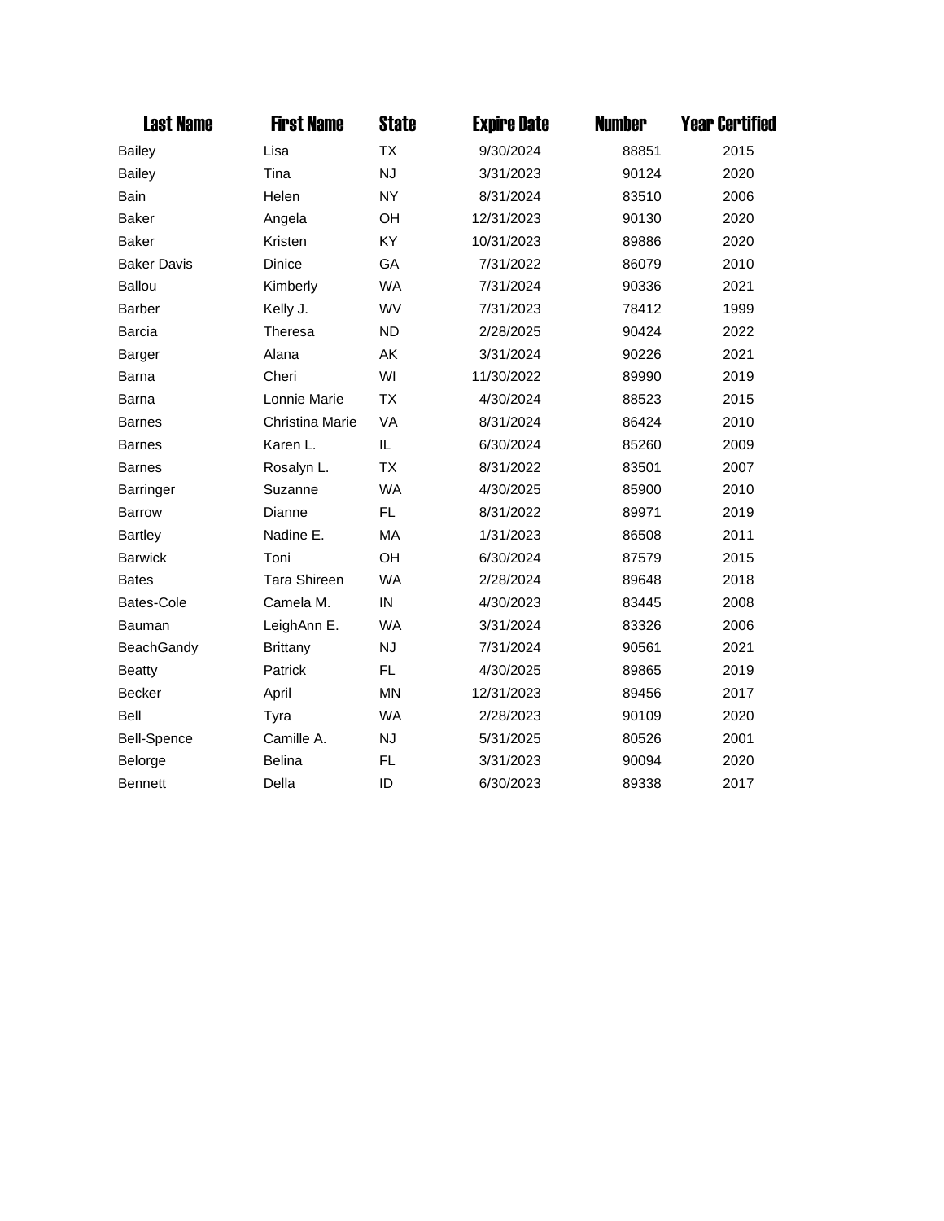| Last Name | First Name | State | Expire Date | Number | Year Certified |
| --- | --- | --- | --- | --- | --- |
| Bailey | Lisa | TX | 9/30/2024 | 88851 | 2015 |
| Bailey | Tina | NJ | 3/31/2023 | 90124 | 2020 |
| Bain | Helen | NY | 8/31/2024 | 83510 | 2006 |
| Baker | Angela | OH | 12/31/2023 | 90130 | 2020 |
| Baker | Kristen | KY | 10/31/2023 | 89886 | 2020 |
| Baker Davis | Dinice | GA | 7/31/2022 | 86079 | 2010 |
| Ballou | Kimberly | WA | 7/31/2024 | 90336 | 2021 |
| Barber | Kelly J. | WV | 7/31/2023 | 78412 | 1999 |
| Barcia | Theresa | ND | 2/28/2025 | 90424 | 2022 |
| Barger | Alana | AK | 3/31/2024 | 90226 | 2021 |
| Barna | Cheri | WI | 11/30/2022 | 89990 | 2019 |
| Barna | Lonnie Marie | TX | 4/30/2024 | 88523 | 2015 |
| Barnes | Christina Marie | VA | 8/31/2024 | 86424 | 2010 |
| Barnes | Karen L. | IL | 6/30/2024 | 85260 | 2009 |
| Barnes | Rosalyn L. | TX | 8/31/2022 | 83501 | 2007 |
| Barringer | Suzanne | WA | 4/30/2025 | 85900 | 2010 |
| Barrow | Dianne | FL | 8/31/2022 | 89971 | 2019 |
| Bartley | Nadine E. | MA | 1/31/2023 | 86508 | 2011 |
| Barwick | Toni | OH | 6/30/2024 | 87579 | 2015 |
| Bates | Tara Shireen | WA | 2/28/2024 | 89648 | 2018 |
| Bates-Cole | Camela M. | IN | 4/30/2023 | 83445 | 2008 |
| Bauman | LeighAnn E. | WA | 3/31/2024 | 83326 | 2006 |
| BeachGandy | Brittany | NJ | 7/31/2024 | 90561 | 2021 |
| Beatty | Patrick | FL | 4/30/2025 | 89865 | 2019 |
| Becker | April | MN | 12/31/2023 | 89456 | 2017 |
| Bell | Tyra | WA | 2/28/2023 | 90109 | 2020 |
| Bell-Spence | Camille A. | NJ | 5/31/2025 | 80526 | 2001 |
| Belorge | Belina | FL | 3/31/2023 | 90094 | 2020 |
| Bennett | Della | ID | 6/30/2023 | 89338 | 2017 |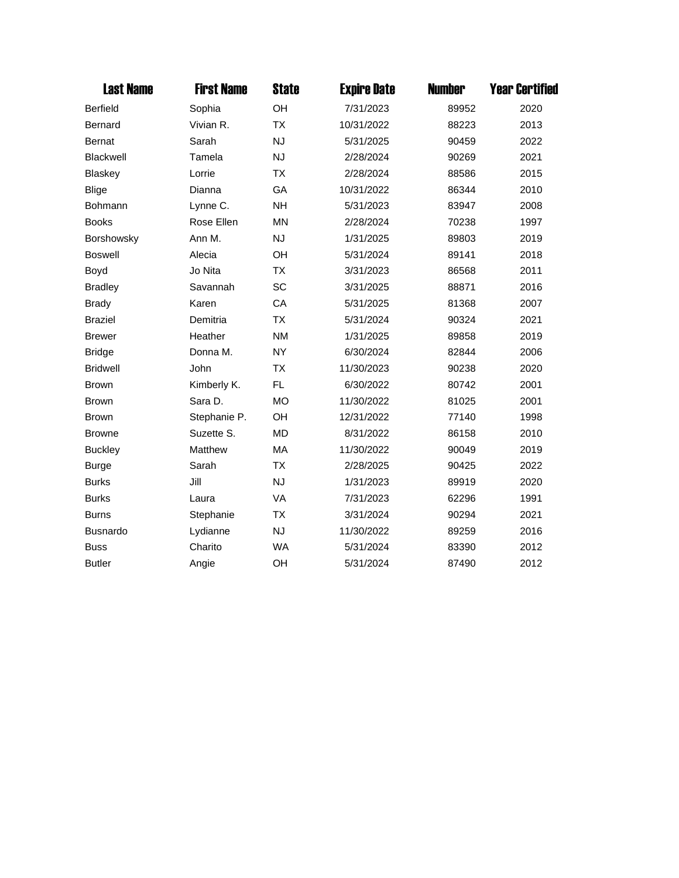| Last Name | First Name | State | Expire Date | Number | Year Certified |
|---|---|---|---|---|---|
| Berfield | Sophia | OH | 7/31/2023 | 89952 | 2020 |
| Bernard | Vivian R. | TX | 10/31/2022 | 88223 | 2013 |
| Bernat | Sarah | NJ | 5/31/2025 | 90459 | 2022 |
| Blackwell | Tamela | NJ | 2/28/2024 | 90269 | 2021 |
| Blaskey | Lorrie | TX | 2/28/2024 | 88586 | 2015 |
| Blige | Dianna | GA | 10/31/2022 | 86344 | 2010 |
| Bohmann | Lynne C. | NH | 5/31/2023 | 83947 | 2008 |
| Books | Rose Ellen | MN | 2/28/2024 | 70238 | 1997 |
| Borshowsky | Ann M. | NJ | 1/31/2025 | 89803 | 2019 |
| Boswell | Alecia | OH | 5/31/2024 | 89141 | 2018 |
| Boyd | Jo Nita | TX | 3/31/2023 | 86568 | 2011 |
| Bradley | Savannah | SC | 3/31/2025 | 88871 | 2016 |
| Brady | Karen | CA | 5/31/2025 | 81368 | 2007 |
| Braziel | Demitria | TX | 5/31/2024 | 90324 | 2021 |
| Brewer | Heather | NM | 1/31/2025 | 89858 | 2019 |
| Bridge | Donna M. | NY | 6/30/2024 | 82844 | 2006 |
| Bridwell | John | TX | 11/30/2023 | 90238 | 2020 |
| Brown | Kimberly K. | FL | 6/30/2022 | 80742 | 2001 |
| Brown | Sara D. | MO | 11/30/2022 | 81025 | 2001 |
| Brown | Stephanie P. | OH | 12/31/2022 | 77140 | 1998 |
| Browne | Suzette S. | MD | 8/31/2022 | 86158 | 2010 |
| Buckley | Matthew | MA | 11/30/2022 | 90049 | 2019 |
| Burge | Sarah | TX | 2/28/2025 | 90425 | 2022 |
| Burks | Jill | NJ | 1/31/2023 | 89919 | 2020 |
| Burks | Laura | VA | 7/31/2023 | 62296 | 1991 |
| Burns | Stephanie | TX | 3/31/2024 | 90294 | 2021 |
| Busnardo | Lydianne | NJ | 11/30/2022 | 89259 | 2016 |
| Buss | Charito | WA | 5/31/2024 | 83390 | 2012 |
| Butler | Angie | OH | 5/31/2024 | 87490 | 2012 |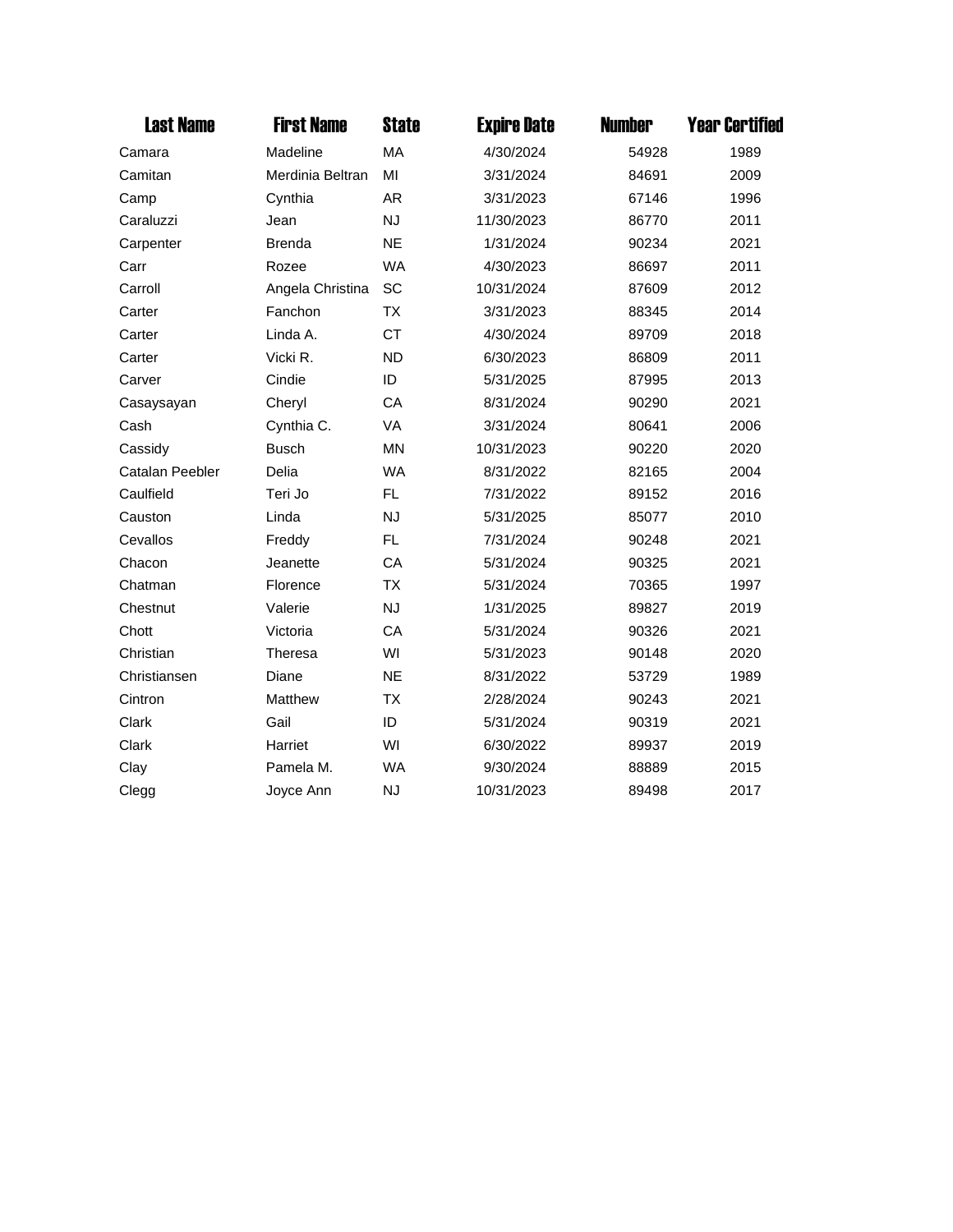| Last Name | First Name | State | Expire Date | Number | Year Certified |
|---|---|---|---|---|---|
| Camara | Madeline | MA | 4/30/2024 | 54928 | 1989 |
| Camitan | Merdinia Beltran | MI | 3/31/2024 | 84691 | 2009 |
| Camp | Cynthia | AR | 3/31/2023 | 67146 | 1996 |
| Caraluzzi | Jean | NJ | 11/30/2023 | 86770 | 2011 |
| Carpenter | Brenda | NE | 1/31/2024 | 90234 | 2021 |
| Carr | Rozee | WA | 4/30/2023 | 86697 | 2011 |
| Carroll | Angela Christina | SC | 10/31/2024 | 87609 | 2012 |
| Carter | Fanchon | TX | 3/31/2023 | 88345 | 2014 |
| Carter | Linda A. | CT | 4/30/2024 | 89709 | 2018 |
| Carter | Vicki R. | ND | 6/30/2023 | 86809 | 2011 |
| Carver | Cindie | ID | 5/31/2025 | 87995 | 2013 |
| Casaysayan | Cheryl | CA | 8/31/2024 | 90290 | 2021 |
| Cash | Cynthia C. | VA | 3/31/2024 | 80641 | 2006 |
| Cassidy | Busch | MN | 10/31/2023 | 90220 | 2020 |
| Catalan Peebler | Delia | WA | 8/31/2022 | 82165 | 2004 |
| Caulfield | Teri Jo | FL | 7/31/2022 | 89152 | 2016 |
| Causton | Linda | NJ | 5/31/2025 | 85077 | 2010 |
| Cevallos | Freddy | FL | 7/31/2024 | 90248 | 2021 |
| Chacon | Jeanette | CA | 5/31/2024 | 90325 | 2021 |
| Chatman | Florence | TX | 5/31/2024 | 70365 | 1997 |
| Chestnut | Valerie | NJ | 1/31/2025 | 89827 | 2019 |
| Chott | Victoria | CA | 5/31/2024 | 90326 | 2021 |
| Christian | Theresa | WI | 5/31/2023 | 90148 | 2020 |
| Christiansen | Diane | NE | 8/31/2022 | 53729 | 1989 |
| Cintron | Matthew | TX | 2/28/2024 | 90243 | 2021 |
| Clark | Gail | ID | 5/31/2024 | 90319 | 2021 |
| Clark | Harriet | WI | 6/30/2022 | 89937 | 2019 |
| Clay | Pamela M. | WA | 9/30/2024 | 88889 | 2015 |
| Clegg | Joyce Ann | NJ | 10/31/2023 | 89498 | 2017 |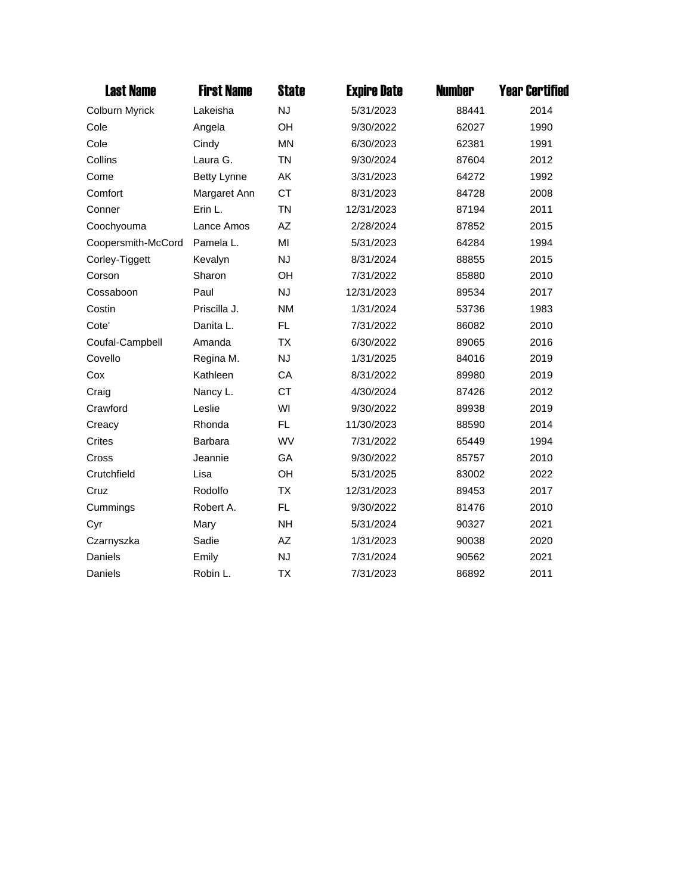| Last Name | First Name | State | Expire Date | Number | Year Certified |
|---|---|---|---|---|---|
| Colburn Myrick | Lakeisha | NJ | 5/31/2023 | 88441 | 2014 |
| Cole | Angela | OH | 9/30/2022 | 62027 | 1990 |
| Cole | Cindy | MN | 6/30/2023 | 62381 | 1991 |
| Collins | Laura G. | TN | 9/30/2024 | 87604 | 2012 |
| Come | Betty Lynne | AK | 3/31/2023 | 64272 | 1992 |
| Comfort | Margaret Ann | CT | 8/31/2023 | 84728 | 2008 |
| Conner | Erin L. | TN | 12/31/2023 | 87194 | 2011 |
| Coochyouma | Lance Amos | AZ | 2/28/2024 | 87852 | 2015 |
| Coopersmith-McCord | Pamela L. | MI | 5/31/2023 | 64284 | 1994 |
| Corley-Tiggett | Kevalyn | NJ | 8/31/2024 | 88855 | 2015 |
| Corson | Sharon | OH | 7/31/2022 | 85880 | 2010 |
| Cossaboon | Paul | NJ | 12/31/2023 | 89534 | 2017 |
| Costin | Priscilla J. | NM | 1/31/2024 | 53736 | 1983 |
| Cote' | Danita L. | FL | 7/31/2022 | 86082 | 2010 |
| Coufal-Campbell | Amanda | TX | 6/30/2022 | 89065 | 2016 |
| Covello | Regina M. | NJ | 1/31/2025 | 84016 | 2019 |
| Cox | Kathleen | CA | 8/31/2022 | 89980 | 2019 |
| Craig | Nancy L. | CT | 4/30/2024 | 87426 | 2012 |
| Crawford | Leslie | WI | 9/30/2022 | 89938 | 2019 |
| Creacy | Rhonda | FL | 11/30/2023 | 88590 | 2014 |
| Crites | Barbara | WV | 7/31/2022 | 65449 | 1994 |
| Cross | Jeannie | GA | 9/30/2022 | 85757 | 2010 |
| Crutchfield | Lisa | OH | 5/31/2025 | 83002 | 2022 |
| Cruz | Rodolfo | TX | 12/31/2023 | 89453 | 2017 |
| Cummings | Robert A. | FL | 9/30/2022 | 81476 | 2010 |
| Cyr | Mary | NH | 5/31/2024 | 90327 | 2021 |
| Czarnyszka | Sadie | AZ | 1/31/2023 | 90038 | 2020 |
| Daniels | Emily | NJ | 7/31/2024 | 90562 | 2021 |
| Daniels | Robin L. | TX | 7/31/2023 | 86892 | 2011 |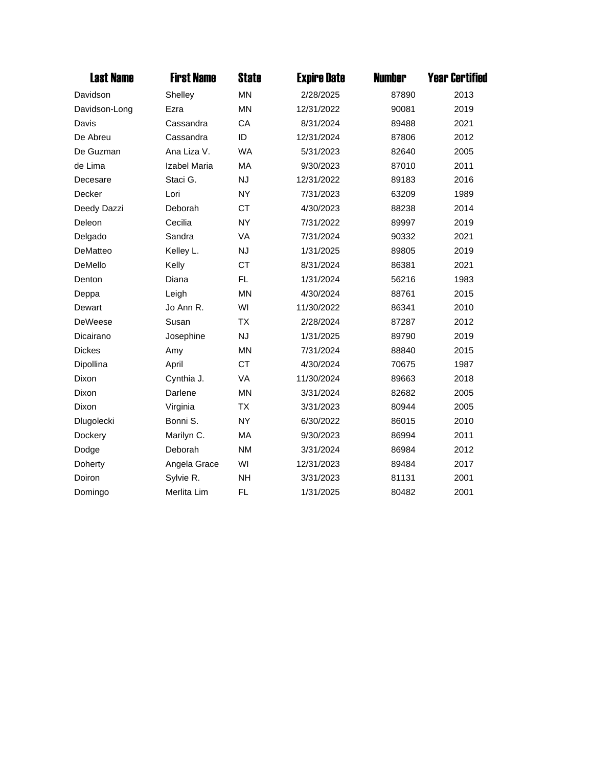| Last Name | First Name | State | Expire Date | Number | Year Certified |
|---|---|---|---|---|---|
| Davidson | Shelley | MN | 2/28/2025 | 87890 | 2013 |
| Davidson-Long | Ezra | MN | 12/31/2022 | 90081 | 2019 |
| Davis | Cassandra | CA | 8/31/2024 | 89488 | 2021 |
| De Abreu | Cassandra | ID | 12/31/2024 | 87806 | 2012 |
| De Guzman | Ana Liza V. | WA | 5/31/2023 | 82640 | 2005 |
| de Lima | Izabel Maria | MA | 9/30/2023 | 87010 | 2011 |
| Decesare | Staci G. | NJ | 12/31/2022 | 89183 | 2016 |
| Decker | Lori | NY | 7/31/2023 | 63209 | 1989 |
| Deedy Dazzi | Deborah | CT | 4/30/2023 | 88238 | 2014 |
| Deleon | Cecilia | NY | 7/31/2022 | 89997 | 2019 |
| Delgado | Sandra | VA | 7/31/2024 | 90332 | 2021 |
| DeMatteo | Kelley L. | NJ | 1/31/2025 | 89805 | 2019 |
| DeMello | Kelly | CT | 8/31/2024 | 86381 | 2021 |
| Denton | Diana | FL | 1/31/2024 | 56216 | 1983 |
| Deppa | Leigh | MN | 4/30/2024 | 88761 | 2015 |
| Dewart | Jo Ann R. | WI | 11/30/2022 | 86341 | 2010 |
| DeWeese | Susan | TX | 2/28/2024 | 87287 | 2012 |
| Dicairano | Josephine | NJ | 1/31/2025 | 89790 | 2019 |
| Dickes | Amy | MN | 7/31/2024 | 88840 | 2015 |
| Dipollina | April | CT | 4/30/2024 | 70675 | 1987 |
| Dixon | Cynthia J. | VA | 11/30/2024 | 89663 | 2018 |
| Dixon | Darlene | MN | 3/31/2024 | 82682 | 2005 |
| Dixon | Virginia | TX | 3/31/2023 | 80944 | 2005 |
| Dlugolecki | Bonni S. | NY | 6/30/2022 | 86015 | 2010 |
| Dockery | Marilyn C. | MA | 9/30/2023 | 86994 | 2011 |
| Dodge | Deborah | NM | 3/31/2024 | 86984 | 2012 |
| Doherty | Angela Grace | WI | 12/31/2023 | 89484 | 2017 |
| Doiron | Sylvie R. | NH | 3/31/2023 | 81131 | 2001 |
| Domingo | Merlita Lim | FL | 1/31/2025 | 80482 | 2001 |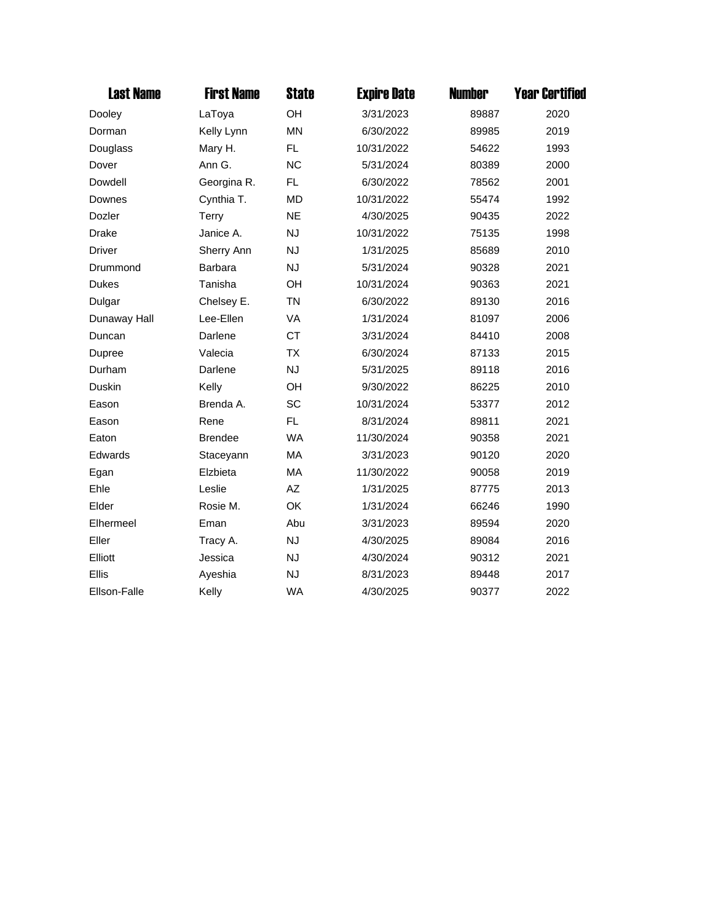| Last Name | First Name | State | Expire Date | Number | Year Certified |
|---|---|---|---|---|---|
| Dooley | LaToya | OH | 3/31/2023 | 89887 | 2020 |
| Dorman | Kelly Lynn | MN | 6/30/2022 | 89985 | 2019 |
| Douglass | Mary H. | FL | 10/31/2022 | 54622 | 1993 |
| Dover | Ann G. | NC | 5/31/2024 | 80389 | 2000 |
| Dowdell | Georgina R. | FL | 6/30/2022 | 78562 | 2001 |
| Downes | Cynthia T. | MD | 10/31/2022 | 55474 | 1992 |
| Dozler | Terry | NE | 4/30/2025 | 90435 | 2022 |
| Drake | Janice A. | NJ | 10/31/2022 | 75135 | 1998 |
| Driver | Sherry Ann | NJ | 1/31/2025 | 85689 | 2010 |
| Drummond | Barbara | NJ | 5/31/2024 | 90328 | 2021 |
| Dukes | Tanisha | OH | 10/31/2024 | 90363 | 2021 |
| Dulgar | Chelsey E. | TN | 6/30/2022 | 89130 | 2016 |
| Dunaway Hall | Lee-Ellen | VA | 1/31/2024 | 81097 | 2006 |
| Duncan | Darlene | CT | 3/31/2024 | 84410 | 2008 |
| Dupree | Valecia | TX | 6/30/2024 | 87133 | 2015 |
| Durham | Darlene | NJ | 5/31/2025 | 89118 | 2016 |
| Duskin | Kelly | OH | 9/30/2022 | 86225 | 2010 |
| Eason | Brenda A. | SC | 10/31/2024 | 53377 | 2012 |
| Eason | Rene | FL | 8/31/2024 | 89811 | 2021 |
| Eaton | Brendee | WA | 11/30/2024 | 90358 | 2021 |
| Edwards | Staceyann | MA | 3/31/2023 | 90120 | 2020 |
| Egan | Elzbieta | MA | 11/30/2022 | 90058 | 2019 |
| Ehle | Leslie | AZ | 1/31/2025 | 87775 | 2013 |
| Elder | Rosie M. | OK | 1/31/2024 | 66246 | 1990 |
| Elhermeel | Eman | Abu | 3/31/2023 | 89594 | 2020 |
| Eller | Tracy A. | NJ | 4/30/2025 | 89084 | 2016 |
| Elliott | Jessica | NJ | 4/30/2024 | 90312 | 2021 |
| Ellis | Ayeshia | NJ | 8/31/2023 | 89448 | 2017 |
| Ellson-Falle | Kelly | WA | 4/30/2025 | 90377 | 2022 |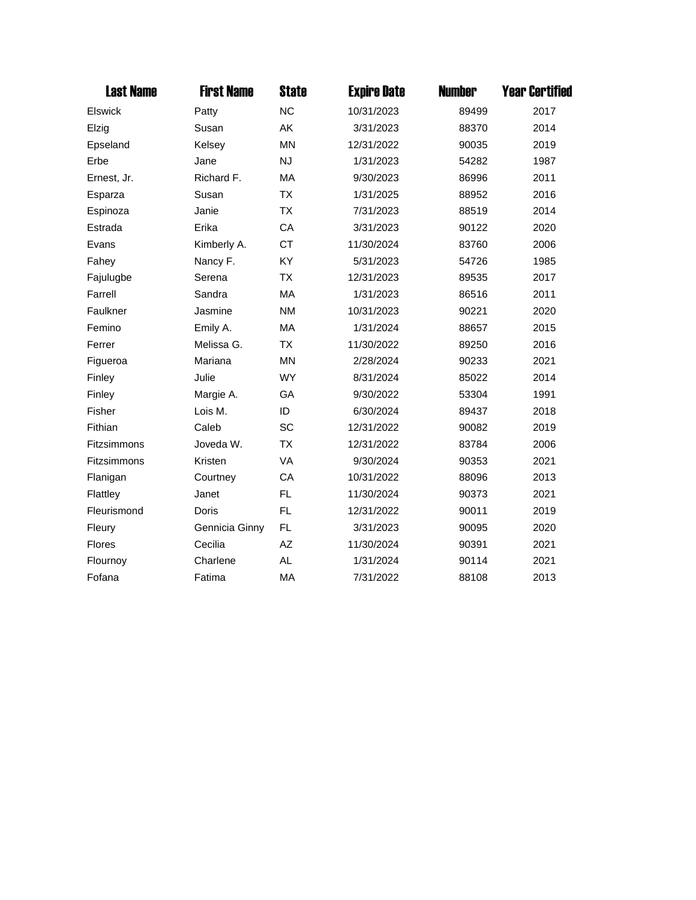| Last Name | First Name | State | Expire Date | Number | Year Certified |
|---|---|---|---|---|---|
| Elswick | Patty | NC | 10/31/2023 | 89499 | 2017 |
| Elzig | Susan | AK | 3/31/2023 | 88370 | 2014 |
| Epseland | Kelsey | MN | 12/31/2022 | 90035 | 2019 |
| Erbe | Jane | NJ | 1/31/2023 | 54282 | 1987 |
| Ernest, Jr. | Richard F. | MA | 9/30/2023 | 86996 | 2011 |
| Esparza | Susan | TX | 1/31/2025 | 88952 | 2016 |
| Espinoza | Janie | TX | 7/31/2023 | 88519 | 2014 |
| Estrada | Erika | CA | 3/31/2023 | 90122 | 2020 |
| Evans | Kimberly A. | CT | 11/30/2024 | 83760 | 2006 |
| Fahey | Nancy F. | KY | 5/31/2023 | 54726 | 1985 |
| Fajulugbe | Serena | TX | 12/31/2023 | 89535 | 2017 |
| Farrell | Sandra | MA | 1/31/2023 | 86516 | 2011 |
| Faulkner | Jasmine | NM | 10/31/2023 | 90221 | 2020 |
| Femino | Emily A. | MA | 1/31/2024 | 88657 | 2015 |
| Ferrer | Melissa G. | TX | 11/30/2022 | 89250 | 2016 |
| Figueroa | Mariana | MN | 2/28/2024 | 90233 | 2021 |
| Finley | Julie | WY | 8/31/2024 | 85022 | 2014 |
| Finley | Margie A. | GA | 9/30/2022 | 53304 | 1991 |
| Fisher | Lois M. | ID | 6/30/2024 | 89437 | 2018 |
| Fithian | Caleb | SC | 12/31/2022 | 90082 | 2019 |
| Fitzsimmons | Joveda W. | TX | 12/31/2022 | 83784 | 2006 |
| Fitzsimmons | Kristen | VA | 9/30/2024 | 90353 | 2021 |
| Flanigan | Courtney | CA | 10/31/2022 | 88096 | 2013 |
| Flattley | Janet | FL | 11/30/2024 | 90373 | 2021 |
| Fleurismond | Doris | FL | 12/31/2022 | 90011 | 2019 |
| Fleury | Gennicia Ginny | FL | 3/31/2023 | 90095 | 2020 |
| Flores | Cecilia | AZ | 11/30/2024 | 90391 | 2021 |
| Flournoy | Charlene | AL | 1/31/2024 | 90114 | 2021 |
| Fofana | Fatima | MA | 7/31/2022 | 88108 | 2013 |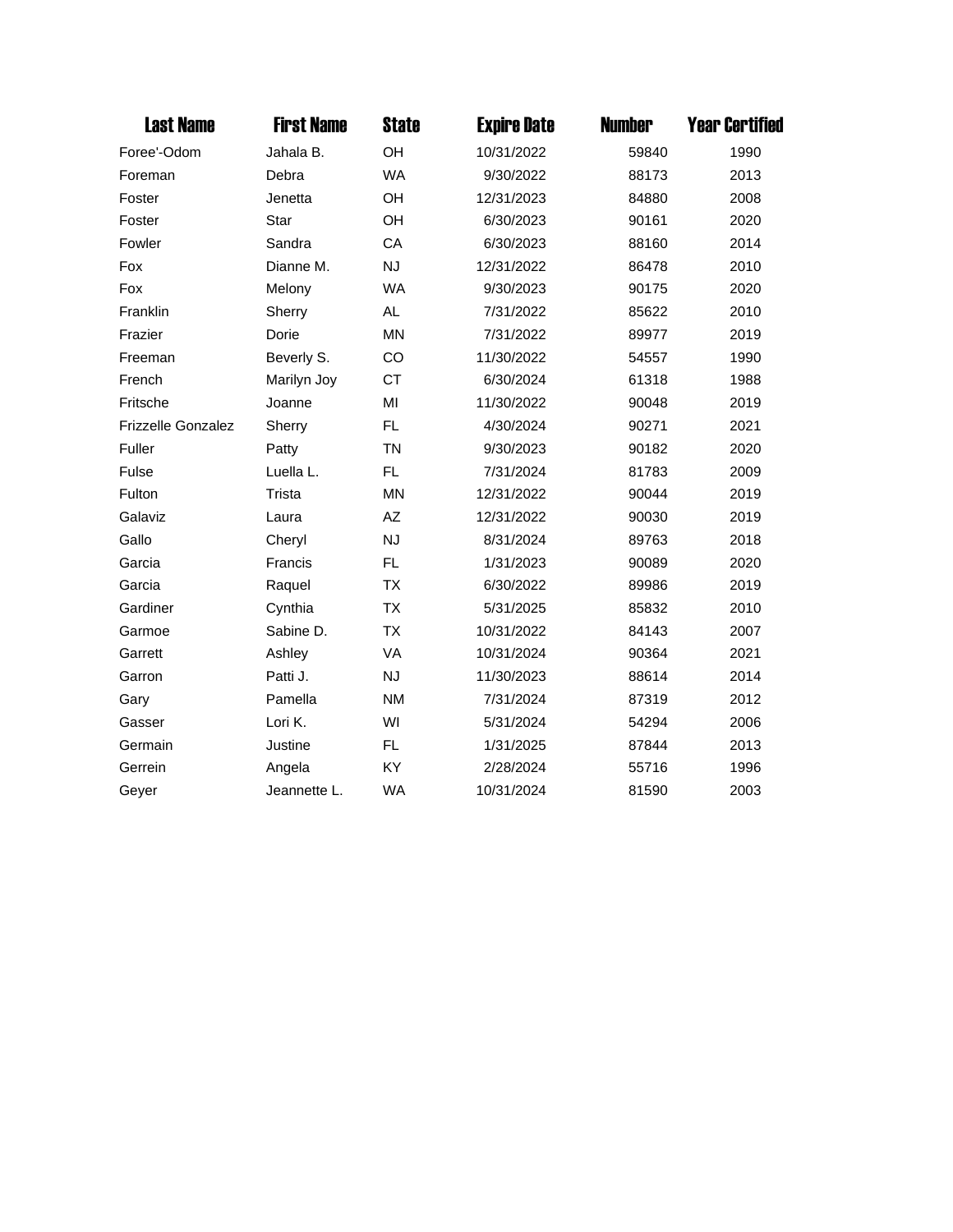| Last Name | First Name | State | Expire Date | Number | Year Certified |
|---|---|---|---|---|---|
| Foree'-Odom | Jahala B. | OH | 10/31/2022 | 59840 | 1990 |
| Foreman | Debra | WA | 9/30/2022 | 88173 | 2013 |
| Foster | Jenetta | OH | 12/31/2023 | 84880 | 2008 |
| Foster | Star | OH | 6/30/2023 | 90161 | 2020 |
| Fowler | Sandra | CA | 6/30/2023 | 88160 | 2014 |
| Fox | Dianne M. | NJ | 12/31/2022 | 86478 | 2010 |
| Fox | Melony | WA | 9/30/2023 | 90175 | 2020 |
| Franklin | Sherry | AL | 7/31/2022 | 85622 | 2010 |
| Frazier | Dorie | MN | 7/31/2022 | 89977 | 2019 |
| Freeman | Beverly S. | CO | 11/30/2022 | 54557 | 1990 |
| French | Marilyn Joy | CT | 6/30/2024 | 61318 | 1988 |
| Fritsche | Joanne | MI | 11/30/2022 | 90048 | 2019 |
| Frizzelle Gonzalez | Sherry | FL | 4/30/2024 | 90271 | 2021 |
| Fuller | Patty | TN | 9/30/2023 | 90182 | 2020 |
| Fulse | Luella L. | FL | 7/31/2024 | 81783 | 2009 |
| Fulton | Trista | MN | 12/31/2022 | 90044 | 2019 |
| Galaviz | Laura | AZ | 12/31/2022 | 90030 | 2019 |
| Gallo | Cheryl | NJ | 8/31/2024 | 89763 | 2018 |
| Garcia | Francis | FL | 1/31/2023 | 90089 | 2020 |
| Garcia | Raquel | TX | 6/30/2022 | 89986 | 2019 |
| Gardiner | Cynthia | TX | 5/31/2025 | 85832 | 2010 |
| Garmoe | Sabine D. | TX | 10/31/2022 | 84143 | 2007 |
| Garrett | Ashley | VA | 10/31/2024 | 90364 | 2021 |
| Garron | Patti J. | NJ | 11/30/2023 | 88614 | 2014 |
| Gary | Pamella | NM | 7/31/2024 | 87319 | 2012 |
| Gasser | Lori K. | WI | 5/31/2024 | 54294 | 2006 |
| Germain | Justine | FL | 1/31/2025 | 87844 | 2013 |
| Gerrein | Angela | KY | 2/28/2024 | 55716 | 1996 |
| Geyer | Jeannette L. | WA | 10/31/2024 | 81590 | 2003 |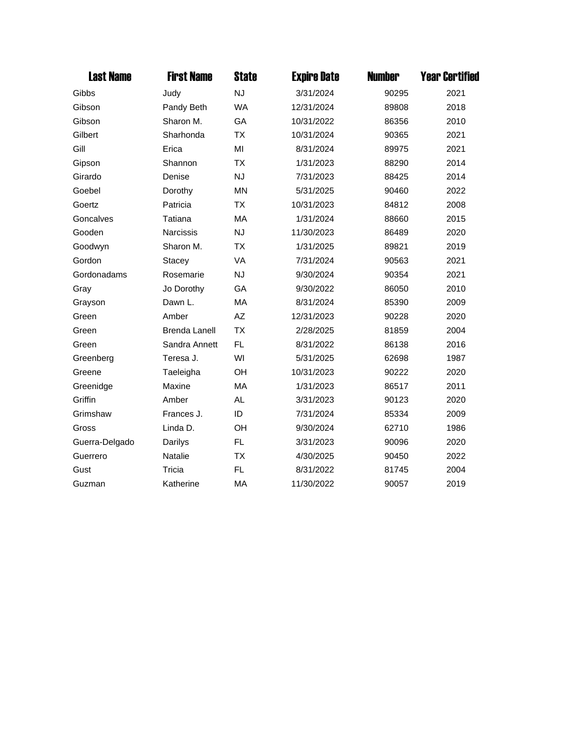| Last Name | First Name | State | Expire Date | Number | Year Certified |
|---|---|---|---|---|---|
| Gibbs | Judy | NJ | 3/31/2024 | 90295 | 2021 |
| Gibson | Pandy Beth | WA | 12/31/2024 | 89808 | 2018 |
| Gibson | Sharon M. | GA | 10/31/2022 | 86356 | 2010 |
| Gilbert | Sharhonda | TX | 10/31/2024 | 90365 | 2021 |
| Gill | Erica | MI | 8/31/2024 | 89975 | 2021 |
| Gipson | Shannon | TX | 1/31/2023 | 88290 | 2014 |
| Girardo | Denise | NJ | 7/31/2023 | 88425 | 2014 |
| Goebel | Dorothy | MN | 5/31/2025 | 90460 | 2022 |
| Goertz | Patricia | TX | 10/31/2023 | 84812 | 2008 |
| Goncalves | Tatiana | MA | 1/31/2024 | 88660 | 2015 |
| Gooden | Narcissis | NJ | 11/30/2023 | 86489 | 2020 |
| Goodwyn | Sharon M. | TX | 1/31/2025 | 89821 | 2019 |
| Gordon | Stacey | VA | 7/31/2024 | 90563 | 2021 |
| Gordonadams | Rosemarie | NJ | 9/30/2024 | 90354 | 2021 |
| Gray | Jo Dorothy | GA | 9/30/2022 | 86050 | 2010 |
| Grayson | Dawn L. | MA | 8/31/2024 | 85390 | 2009 |
| Green | Amber | AZ | 12/31/2023 | 90228 | 2020 |
| Green | Brenda Lanell | TX | 2/28/2025 | 81859 | 2004 |
| Green | Sandra Annett | FL | 8/31/2022 | 86138 | 2016 |
| Greenberg | Teresa J. | WI | 5/31/2025 | 62698 | 1987 |
| Greene | Taeleigha | OH | 10/31/2023 | 90222 | 2020 |
| Greenidge | Maxine | MA | 1/31/2023 | 86517 | 2011 |
| Griffin | Amber | AL | 3/31/2023 | 90123 | 2020 |
| Grimshaw | Frances J. | ID | 7/31/2024 | 85334 | 2009 |
| Gross | Linda D. | OH | 9/30/2024 | 62710 | 1986 |
| Guerra-Delgado | Darilys | FL | 3/31/2023 | 90096 | 2020 |
| Guerrero | Natalie | TX | 4/30/2025 | 90450 | 2022 |
| Gust | Tricia | FL | 8/31/2022 | 81745 | 2004 |
| Guzman | Katherine | MA | 11/30/2022 | 90057 | 2019 |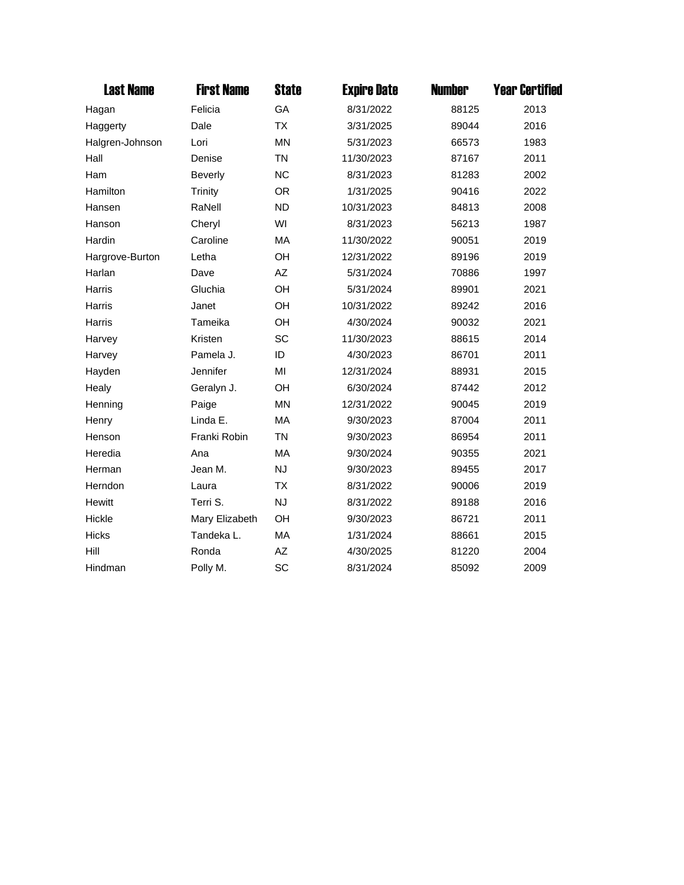| Last Name | First Name | State | Expire Date | Number | Year Certified |
|---|---|---|---|---|---|
| Hagan | Felicia | GA | 8/31/2022 | 88125 | 2013 |
| Haggerty | Dale | TX | 3/31/2025 | 89044 | 2016 |
| Halgren-Johnson | Lori | MN | 5/31/2023 | 66573 | 1983 |
| Hall | Denise | TN | 11/30/2023 | 87167 | 2011 |
| Ham | Beverly | NC | 8/31/2023 | 81283 | 2002 |
| Hamilton | Trinity | OR | 1/31/2025 | 90416 | 2022 |
| Hansen | RaNell | ND | 10/31/2023 | 84813 | 2008 |
| Hanson | Cheryl | WI | 8/31/2023 | 56213 | 1987 |
| Hardin | Caroline | MA | 11/30/2022 | 90051 | 2019 |
| Hargrove-Burton | Letha | OH | 12/31/2022 | 89196 | 2019 |
| Harlan | Dave | AZ | 5/31/2024 | 70886 | 1997 |
| Harris | Gluchia | OH | 5/31/2024 | 89901 | 2021 |
| Harris | Janet | OH | 10/31/2022 | 89242 | 2016 |
| Harris | Tameika | OH | 4/30/2024 | 90032 | 2021 |
| Harvey | Kristen | SC | 11/30/2023 | 88615 | 2014 |
| Harvey | Pamela J. | ID | 4/30/2023 | 86701 | 2011 |
| Hayden | Jennifer | MI | 12/31/2024 | 88931 | 2015 |
| Healy | Geralyn J. | OH | 6/30/2024 | 87442 | 2012 |
| Henning | Paige | MN | 12/31/2022 | 90045 | 2019 |
| Henry | Linda E. | MA | 9/30/2023 | 87004 | 2011 |
| Henson | Franki Robin | TN | 9/30/2023 | 86954 | 2011 |
| Heredia | Ana | MA | 9/30/2024 | 90355 | 2021 |
| Herman | Jean M. | NJ | 9/30/2023 | 89455 | 2017 |
| Herndon | Laura | TX | 8/31/2022 | 90006 | 2019 |
| Hewitt | Terri S. | NJ | 8/31/2022 | 89188 | 2016 |
| Hickle | Mary Elizabeth | OH | 9/30/2023 | 86721 | 2011 |
| Hicks | Tandeka L. | MA | 1/31/2024 | 88661 | 2015 |
| Hill | Ronda | AZ | 4/30/2025 | 81220 | 2004 |
| Hindman | Polly M. | SC | 8/31/2024 | 85092 | 2009 |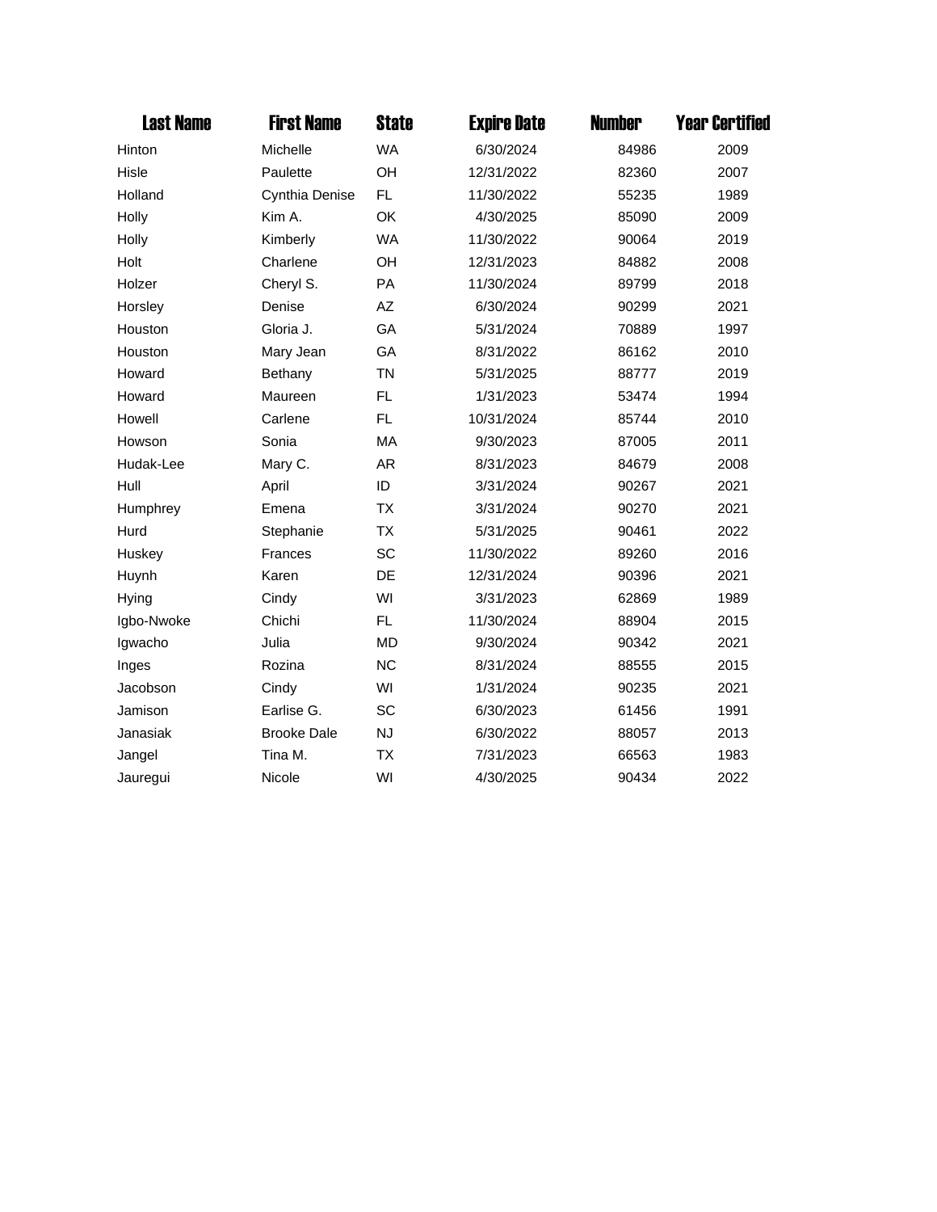| Last Name | First Name | State | Expire Date | Number | Year Certified |
|---|---|---|---|---|---|
| Hinton | Michelle | WA | 6/30/2024 | 84986 | 2009 |
| Hisle | Paulette | OH | 12/31/2022 | 82360 | 2007 |
| Holland | Cynthia Denise | FL | 11/30/2022 | 55235 | 1989 |
| Holly | Kim A. | OK | 4/30/2025 | 85090 | 2009 |
| Holly | Kimberly | WA | 11/30/2022 | 90064 | 2019 |
| Holt | Charlene | OH | 12/31/2023 | 84882 | 2008 |
| Holzer | Cheryl S. | PA | 11/30/2024 | 89799 | 2018 |
| Horsley | Denise | AZ | 6/30/2024 | 90299 | 2021 |
| Houston | Gloria J. | GA | 5/31/2024 | 70889 | 1997 |
| Houston | Mary Jean | GA | 8/31/2022 | 86162 | 2010 |
| Howard | Bethany | TN | 5/31/2025 | 88777 | 2019 |
| Howard | Maureen | FL | 1/31/2023 | 53474 | 1994 |
| Howell | Carlene | FL | 10/31/2024 | 85744 | 2010 |
| Howson | Sonia | MA | 9/30/2023 | 87005 | 2011 |
| Hudak-Lee | Mary C. | AR | 8/31/2023 | 84679 | 2008 |
| Hull | April | ID | 3/31/2024 | 90267 | 2021 |
| Humphrey | Emena | TX | 3/31/2024 | 90270 | 2021 |
| Hurd | Stephanie | TX | 5/31/2025 | 90461 | 2022 |
| Huskey | Frances | SC | 11/30/2022 | 89260 | 2016 |
| Huynh | Karen | DE | 12/31/2024 | 90396 | 2021 |
| Hying | Cindy | WI | 3/31/2023 | 62869 | 1989 |
| Igbo-Nwoke | Chichi | FL | 11/30/2024 | 88904 | 2015 |
| Igwacho | Julia | MD | 9/30/2024 | 90342 | 2021 |
| Inges | Rozina | NC | 8/31/2024 | 88555 | 2015 |
| Jacobson | Cindy | WI | 1/31/2024 | 90235 | 2021 |
| Jamison | Earlise G. | SC | 6/30/2023 | 61456 | 1991 |
| Janasiak | Brooke Dale | NJ | 6/30/2022 | 88057 | 2013 |
| Jangel | Tina M. | TX | 7/31/2023 | 66563 | 1983 |
| Jauregui | Nicole | WI | 4/30/2025 | 90434 | 2022 |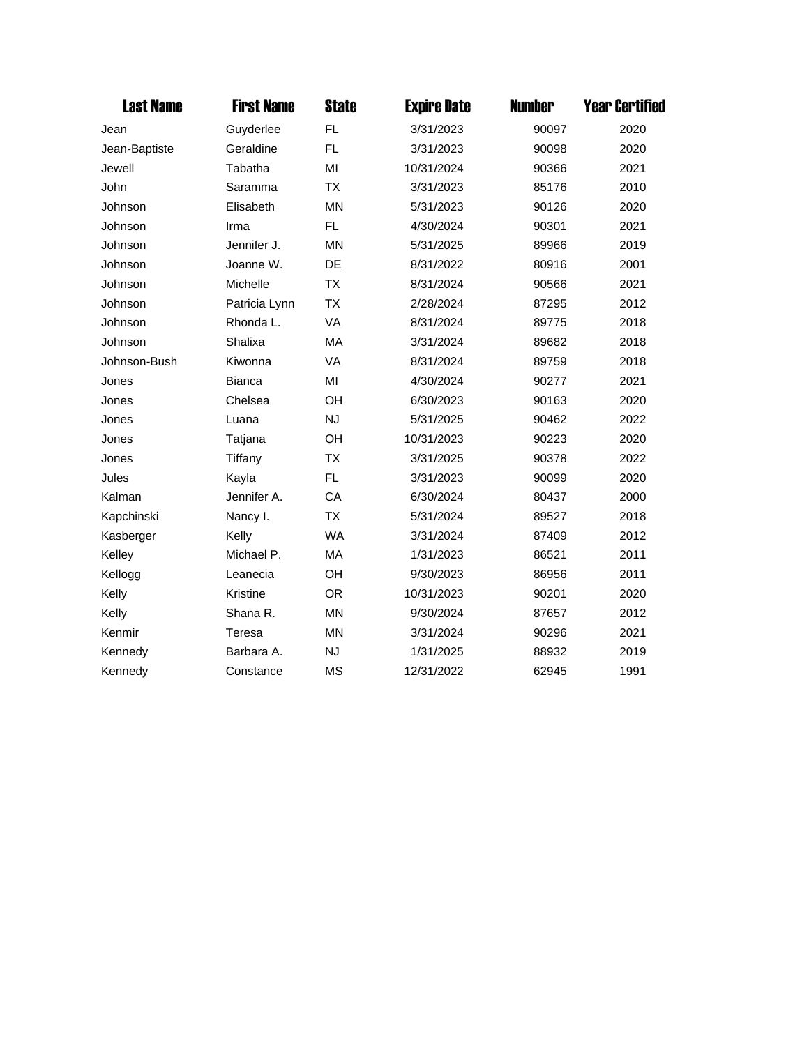| Last Name | First Name | State | Expire Date | Number | Year Certified |
|---|---|---|---|---|---|
| Jean | Guyderlee | FL | 3/31/2023 | 90097 | 2020 |
| Jean-Baptiste | Geraldine | FL | 3/31/2023 | 90098 | 2020 |
| Jewell | Tabatha | MI | 10/31/2024 | 90366 | 2021 |
| John | Saramma | TX | 3/31/2023 | 85176 | 2010 |
| Johnson | Elisabeth | MN | 5/31/2023 | 90126 | 2020 |
| Johnson | Irma | FL | 4/30/2024 | 90301 | 2021 |
| Johnson | Jennifer J. | MN | 5/31/2025 | 89966 | 2019 |
| Johnson | Joanne W. | DE | 8/31/2022 | 80916 | 2001 |
| Johnson | Michelle | TX | 8/31/2024 | 90566 | 2021 |
| Johnson | Patricia Lynn | TX | 2/28/2024 | 87295 | 2012 |
| Johnson | Rhonda L. | VA | 8/31/2024 | 89775 | 2018 |
| Johnson | Shalixa | MA | 3/31/2024 | 89682 | 2018 |
| Johnson-Bush | Kiwonna | VA | 8/31/2024 | 89759 | 2018 |
| Jones | Bianca | MI | 4/30/2024 | 90277 | 2021 |
| Jones | Chelsea | OH | 6/30/2023 | 90163 | 2020 |
| Jones | Luana | NJ | 5/31/2025 | 90462 | 2022 |
| Jones | Tatjana | OH | 10/31/2023 | 90223 | 2020 |
| Jones | Tiffany | TX | 3/31/2025 | 90378 | 2022 |
| Jules | Kayla | FL | 3/31/2023 | 90099 | 2020 |
| Kalman | Jennifer A. | CA | 6/30/2024 | 80437 | 2000 |
| Kapchinski | Nancy I. | TX | 5/31/2024 | 89527 | 2018 |
| Kasberger | Kelly | WA | 3/31/2024 | 87409 | 2012 |
| Kelley | Michael P. | MA | 1/31/2023 | 86521 | 2011 |
| Kellogg | Leanecia | OH | 9/30/2023 | 86956 | 2011 |
| Kelly | Kristine | OR | 10/31/2023 | 90201 | 2020 |
| Kelly | Shana R. | MN | 9/30/2024 | 87657 | 2012 |
| Kenmir | Teresa | MN | 3/31/2024 | 90296 | 2021 |
| Kennedy | Barbara A. | NJ | 1/31/2025 | 88932 | 2019 |
| Kennedy | Constance | MS | 12/31/2022 | 62945 | 1991 |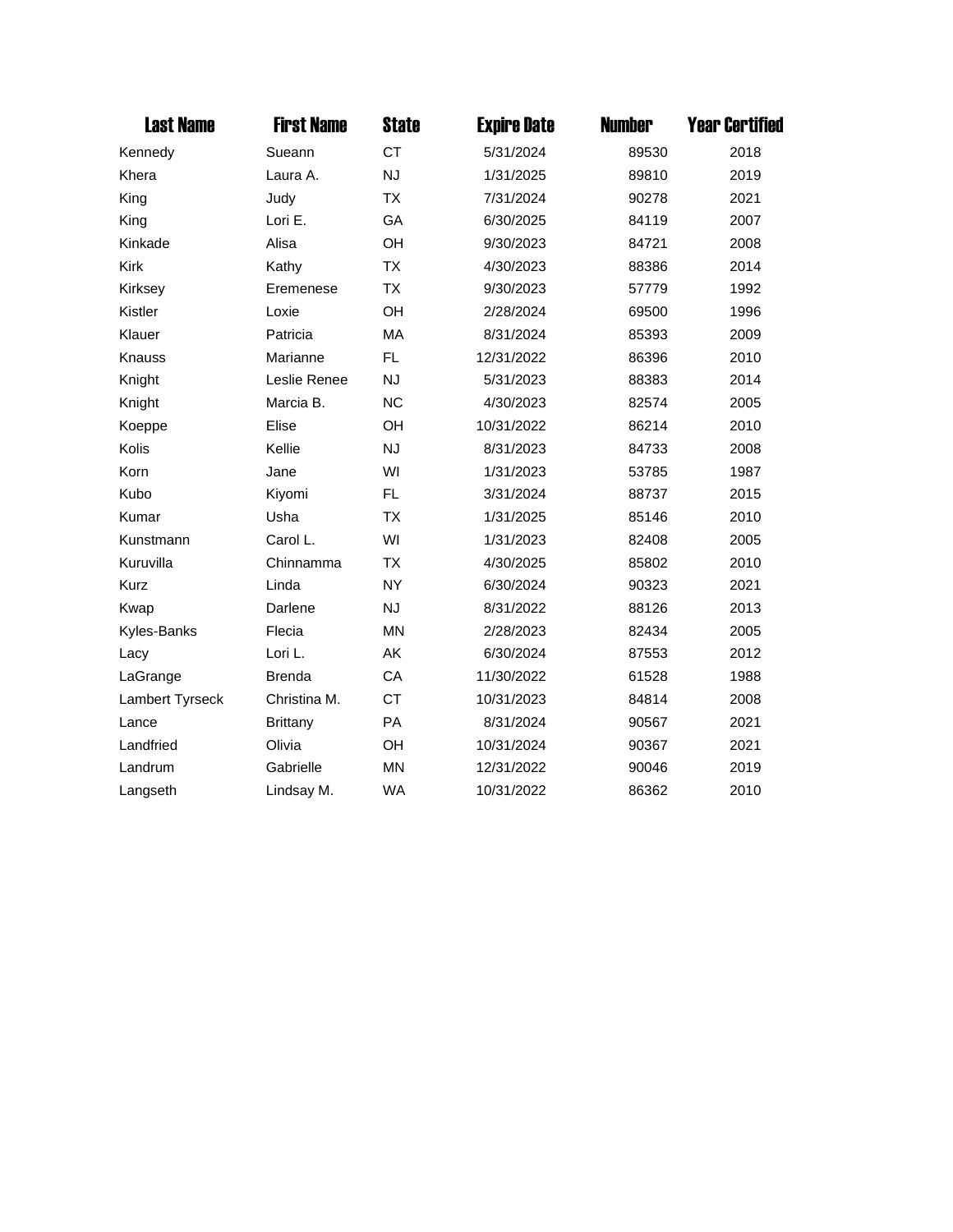| Last Name | First Name | State | Expire Date | Number | Year Certified |
|---|---|---|---|---|---|
| Kennedy | Sueann | CT | 5/31/2024 | 89530 | 2018 |
| Khera | Laura A. | NJ | 1/31/2025 | 89810 | 2019 |
| King | Judy | TX | 7/31/2024 | 90278 | 2021 |
| King | Lori E. | GA | 6/30/2025 | 84119 | 2007 |
| Kinkade | Alisa | OH | 9/30/2023 | 84721 | 2008 |
| Kirk | Kathy | TX | 4/30/2023 | 88386 | 2014 |
| Kirksey | Eremenese | TX | 9/30/2023 | 57779 | 1992 |
| Kistler | Loxie | OH | 2/28/2024 | 69500 | 1996 |
| Klauer | Patricia | MA | 8/31/2024 | 85393 | 2009 |
| Knauss | Marianne | FL | 12/31/2022 | 86396 | 2010 |
| Knight | Leslie Renee | NJ | 5/31/2023 | 88383 | 2014 |
| Knight | Marcia B. | NC | 4/30/2023 | 82574 | 2005 |
| Koeppe | Elise | OH | 10/31/2022 | 86214 | 2010 |
| Kolis | Kellie | NJ | 8/31/2023 | 84733 | 2008 |
| Korn | Jane | WI | 1/31/2023 | 53785 | 1987 |
| Kubo | Kiyomi | FL | 3/31/2024 | 88737 | 2015 |
| Kumar | Usha | TX | 1/31/2025 | 85146 | 2010 |
| Kunstmann | Carol L. | WI | 1/31/2023 | 82408 | 2005 |
| Kuruvilla | Chinnamma | TX | 4/30/2025 | 85802 | 2010 |
| Kurz | Linda | NY | 6/30/2024 | 90323 | 2021 |
| Kwap | Darlene | NJ | 8/31/2022 | 88126 | 2013 |
| Kyles-Banks | Flecia | MN | 2/28/2023 | 82434 | 2005 |
| Lacy | Lori L. | AK | 6/30/2024 | 87553 | 2012 |
| LaGrange | Brenda | CA | 11/30/2022 | 61528 | 1988 |
| Lambert Tyrseck | Christina M. | CT | 10/31/2023 | 84814 | 2008 |
| Lance | Brittany | PA | 8/31/2024 | 90567 | 2021 |
| Landfried | Olivia | OH | 10/31/2024 | 90367 | 2021 |
| Landrum | Gabrielle | MN | 12/31/2022 | 90046 | 2019 |
| Langseth | Lindsay M. | WA | 10/31/2022 | 86362 | 2010 |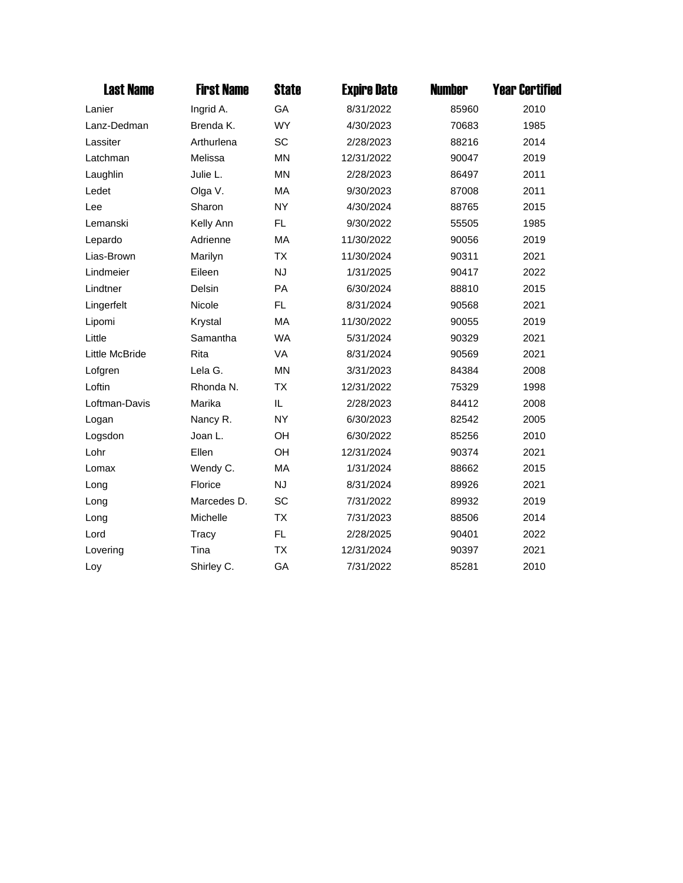| Last Name | First Name | State | Expire Date | Number | Year Certified |
|---|---|---|---|---|---|
| Lanier | Ingrid A. | GA | 8/31/2022 | 85960 | 2010 |
| Lanz-Dedman | Brenda K. | WY | 4/30/2023 | 70683 | 1985 |
| Lassiter | Arthurlena | SC | 2/28/2023 | 88216 | 2014 |
| Latchman | Melissa | MN | 12/31/2022 | 90047 | 2019 |
| Laughlin | Julie L. | MN | 2/28/2023 | 86497 | 2011 |
| Ledet | Olga V. | MA | 9/30/2023 | 87008 | 2011 |
| Lee | Sharon | NY | 4/30/2024 | 88765 | 2015 |
| Lemanski | Kelly Ann | FL | 9/30/2022 | 55505 | 1985 |
| Lepardo | Adrienne | MA | 11/30/2022 | 90056 | 2019 |
| Lias-Brown | Marilyn | TX | 11/30/2024 | 90311 | 2021 |
| Lindmeier | Eileen | NJ | 1/31/2025 | 90417 | 2022 |
| Lindtner | Delsin | PA | 6/30/2024 | 88810 | 2015 |
| Lingerfelt | Nicole | FL | 8/31/2024 | 90568 | 2021 |
| Lipomi | Krystal | MA | 11/30/2022 | 90055 | 2019 |
| Little | Samantha | WA | 5/31/2024 | 90329 | 2021 |
| Little McBride | Rita | VA | 8/31/2024 | 90569 | 2021 |
| Lofgren | Lela G. | MN | 3/31/2023 | 84384 | 2008 |
| Loftin | Rhonda N. | TX | 12/31/2022 | 75329 | 1998 |
| Loftman-Davis | Marika | IL | 2/28/2023 | 84412 | 2008 |
| Logan | Nancy R. | NY | 6/30/2023 | 82542 | 2005 |
| Logsdon | Joan L. | OH | 6/30/2022 | 85256 | 2010 |
| Lohr | Ellen | OH | 12/31/2024 | 90374 | 2021 |
| Lomax | Wendy C. | MA | 1/31/2024 | 88662 | 2015 |
| Long | Florice | NJ | 8/31/2024 | 89926 | 2021 |
| Long | Marcedes D. | SC | 7/31/2022 | 89932 | 2019 |
| Long | Michelle | TX | 7/31/2023 | 88506 | 2014 |
| Lord | Tracy | FL | 2/28/2025 | 90401 | 2022 |
| Lovering | Tina | TX | 12/31/2024 | 90397 | 2021 |
| Loy | Shirley C. | GA | 7/31/2022 | 85281 | 2010 |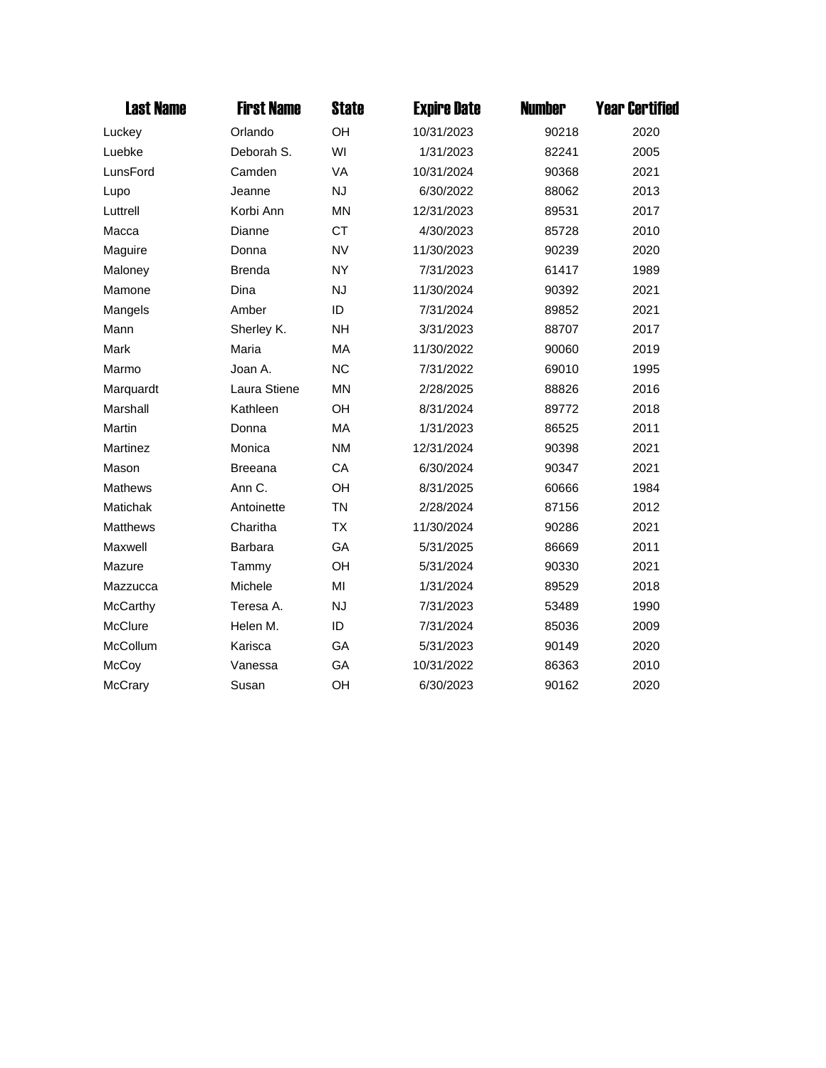| Last Name | First Name | State | Expire Date | Number | Year Certified |
|---|---|---|---|---|---|
| Luckey | Orlando | OH | 10/31/2023 | 90218 | 2020 |
| Luebke | Deborah S. | WI | 1/31/2023 | 82241 | 2005 |
| LunsFord | Camden | VA | 10/31/2024 | 90368 | 2021 |
| Lupo | Jeanne | NJ | 6/30/2022 | 88062 | 2013 |
| Luttrell | Korbi Ann | MN | 12/31/2023 | 89531 | 2017 |
| Macca | Dianne | CT | 4/30/2023 | 85728 | 2010 |
| Maguire | Donna | NV | 11/30/2023 | 90239 | 2020 |
| Maloney | Brenda | NY | 7/31/2023 | 61417 | 1989 |
| Mamone | Dina | NJ | 11/30/2024 | 90392 | 2021 |
| Mangels | Amber | ID | 7/31/2024 | 89852 | 2021 |
| Mann | Sherley K. | NH | 3/31/2023 | 88707 | 2017 |
| Mark | Maria | MA | 11/30/2022 | 90060 | 2019 |
| Marmo | Joan A. | NC | 7/31/2022 | 69010 | 1995 |
| Marquardt | Laura Stiene | MN | 2/28/2025 | 88826 | 2016 |
| Marshall | Kathleen | OH | 8/31/2024 | 89772 | 2018 |
| Martin | Donna | MA | 1/31/2023 | 86525 | 2011 |
| Martinez | Monica | NM | 12/31/2024 | 90398 | 2021 |
| Mason | Breeana | CA | 6/30/2024 | 90347 | 2021 |
| Mathews | Ann C. | OH | 8/31/2025 | 60666 | 1984 |
| Matichak | Antoinette | TN | 2/28/2024 | 87156 | 2012 |
| Matthews | Charitha | TX | 11/30/2024 | 90286 | 2021 |
| Maxwell | Barbara | GA | 5/31/2025 | 86669 | 2011 |
| Mazure | Tammy | OH | 5/31/2024 | 90330 | 2021 |
| Mazzucca | Michele | MI | 1/31/2024 | 89529 | 2018 |
| McCarthy | Teresa A. | NJ | 7/31/2023 | 53489 | 1990 |
| McClure | Helen M. | ID | 7/31/2024 | 85036 | 2009 |
| McCollum | Karisca | GA | 5/31/2023 | 90149 | 2020 |
| McCoy | Vanessa | GA | 10/31/2022 | 86363 | 2010 |
| McCrary | Susan | OH | 6/30/2023 | 90162 | 2020 |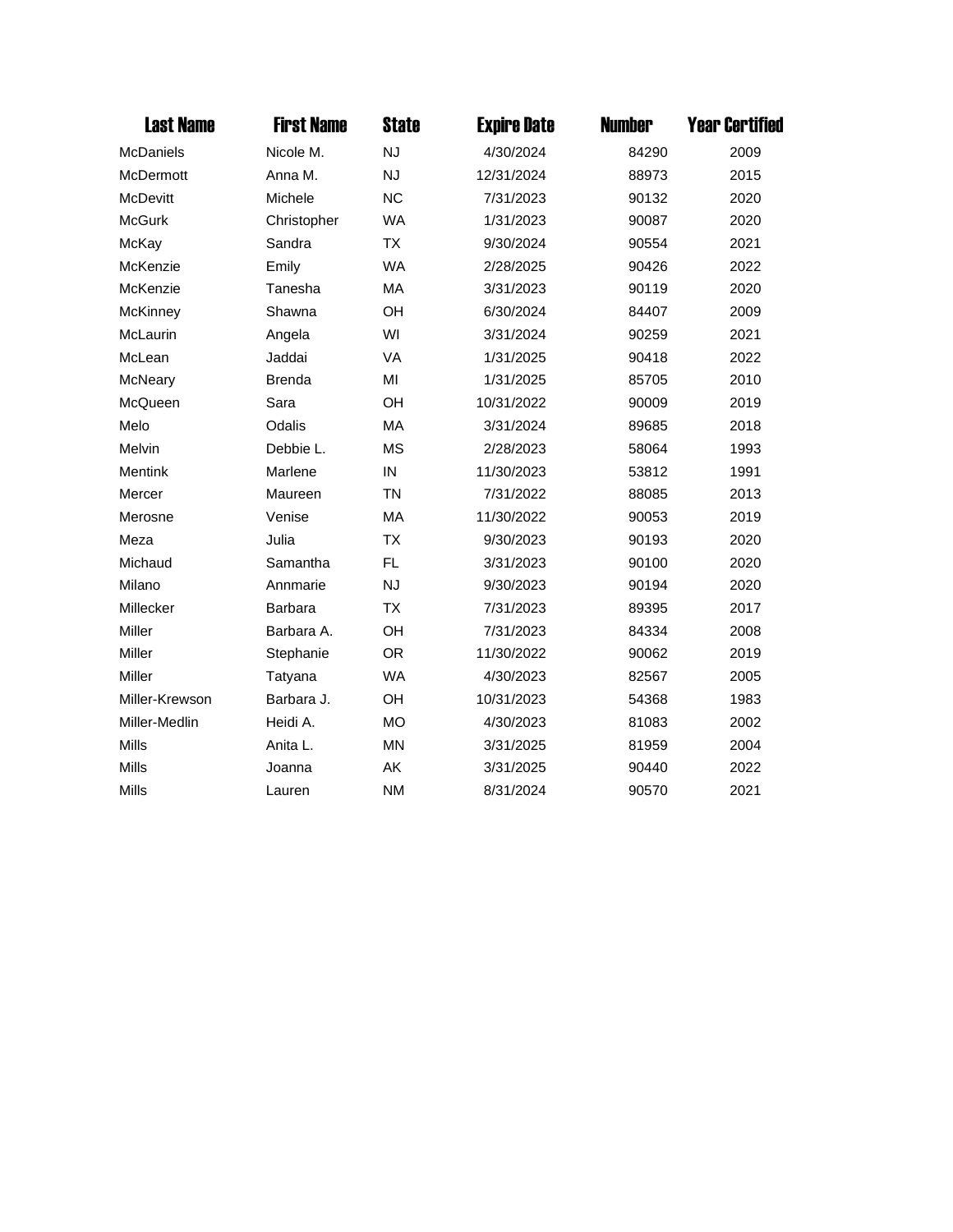| Last Name | First Name | State | Expire Date | Number | Year Certified |
|---|---|---|---|---|---|
| McDaniels | Nicole M. | NJ | 4/30/2024 | 84290 | 2009 |
| McDermott | Anna M. | NJ | 12/31/2024 | 88973 | 2015 |
| McDevitt | Michele | NC | 7/31/2023 | 90132 | 2020 |
| McGurk | Christopher | WA | 1/31/2023 | 90087 | 2020 |
| McKay | Sandra | TX | 9/30/2024 | 90554 | 2021 |
| McKenzie | Emily | WA | 2/28/2025 | 90426 | 2022 |
| McKenzie | Tanesha | MA | 3/31/2023 | 90119 | 2020 |
| McKinney | Shawna | OH | 6/30/2024 | 84407 | 2009 |
| McLaurin | Angela | WI | 3/31/2024 | 90259 | 2021 |
| McLean | Jaddai | VA | 1/31/2025 | 90418 | 2022 |
| McNeary | Brenda | MI | 1/31/2025 | 85705 | 2010 |
| McQueen | Sara | OH | 10/31/2022 | 90009 | 2019 |
| Melo | Odalis | MA | 3/31/2024 | 89685 | 2018 |
| Melvin | Debbie L. | MS | 2/28/2023 | 58064 | 1993 |
| Mentink | Marlene | IN | 11/30/2023 | 53812 | 1991 |
| Mercer | Maureen | TN | 7/31/2022 | 88085 | 2013 |
| Merosne | Venise | MA | 11/30/2022 | 90053 | 2019 |
| Meza | Julia | TX | 9/30/2023 | 90193 | 2020 |
| Michaud | Samantha | FL | 3/31/2023 | 90100 | 2020 |
| Milano | Annmarie | NJ | 9/30/2023 | 90194 | 2020 |
| Millecker | Barbara | TX | 7/31/2023 | 89395 | 2017 |
| Miller | Barbara A. | OH | 7/31/2023 | 84334 | 2008 |
| Miller | Stephanie | OR | 11/30/2022 | 90062 | 2019 |
| Miller | Tatyana | WA | 4/30/2023 | 82567 | 2005 |
| Miller-Krewson | Barbara J. | OH | 10/31/2023 | 54368 | 1983 |
| Miller-Medlin | Heidi A. | MO | 4/30/2023 | 81083 | 2002 |
| Mills | Anita L. | MN | 3/31/2025 | 81959 | 2004 |
| Mills | Joanna | AK | 3/31/2025 | 90440 | 2022 |
| Mills | Lauren | NM | 8/31/2024 | 90570 | 2021 |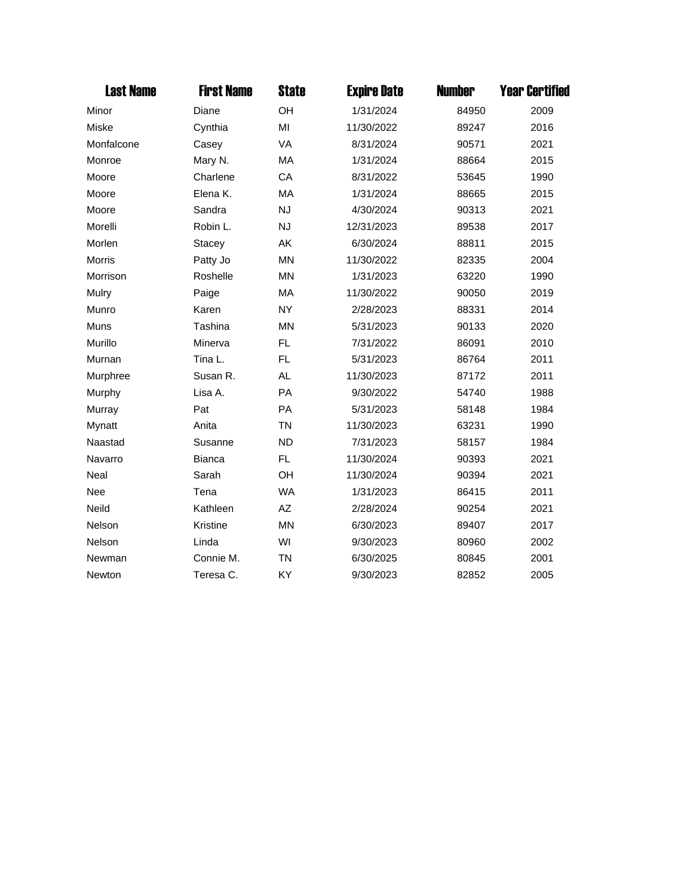| Last Name | First Name | State | Expire Date | Number | Year Certified |
| --- | --- | --- | --- | --- | --- |
| Minor | Diane | OH | 1/31/2024 | 84950 | 2009 |
| Miske | Cynthia | MI | 11/30/2022 | 89247 | 2016 |
| Monfalcone | Casey | VA | 8/31/2024 | 90571 | 2021 |
| Monroe | Mary N. | MA | 1/31/2024 | 88664 | 2015 |
| Moore | Charlene | CA | 8/31/2022 | 53645 | 1990 |
| Moore | Elena K. | MA | 1/31/2024 | 88665 | 2015 |
| Moore | Sandra | NJ | 4/30/2024 | 90313 | 2021 |
| Morelli | Robin L. | NJ | 12/31/2023 | 89538 | 2017 |
| Morlen | Stacey | AK | 6/30/2024 | 88811 | 2015 |
| Morris | Patty Jo | MN | 11/30/2022 | 82335 | 2004 |
| Morrison | Roshelle | MN | 1/31/2023 | 63220 | 1990 |
| Mulry | Paige | MA | 11/30/2022 | 90050 | 2019 |
| Munro | Karen | NY | 2/28/2023 | 88331 | 2014 |
| Muns | Tashina | MN | 5/31/2023 | 90133 | 2020 |
| Murillo | Minerva | FL | 7/31/2022 | 86091 | 2010 |
| Murnan | Tina L. | FL | 5/31/2023 | 86764 | 2011 |
| Murphree | Susan R. | AL | 11/30/2023 | 87172 | 2011 |
| Murphy | Lisa A. | PA | 9/30/2022 | 54740 | 1988 |
| Murray | Pat | PA | 5/31/2023 | 58148 | 1984 |
| Mynatt | Anita | TN | 11/30/2023 | 63231 | 1990 |
| Naastad | Susanne | ND | 7/31/2023 | 58157 | 1984 |
| Navarro | Bianca | FL | 11/30/2024 | 90393 | 2021 |
| Neal | Sarah | OH | 11/30/2024 | 90394 | 2021 |
| Nee | Tena | WA | 1/31/2023 | 86415 | 2011 |
| Neild | Kathleen | AZ | 2/28/2024 | 90254 | 2021 |
| Nelson | Kristine | MN | 6/30/2023 | 89407 | 2017 |
| Nelson | Linda | WI | 9/30/2023 | 80960 | 2002 |
| Newman | Connie M. | TN | 6/30/2025 | 80845 | 2001 |
| Newton | Teresa C. | KY | 9/30/2023 | 82852 | 2005 |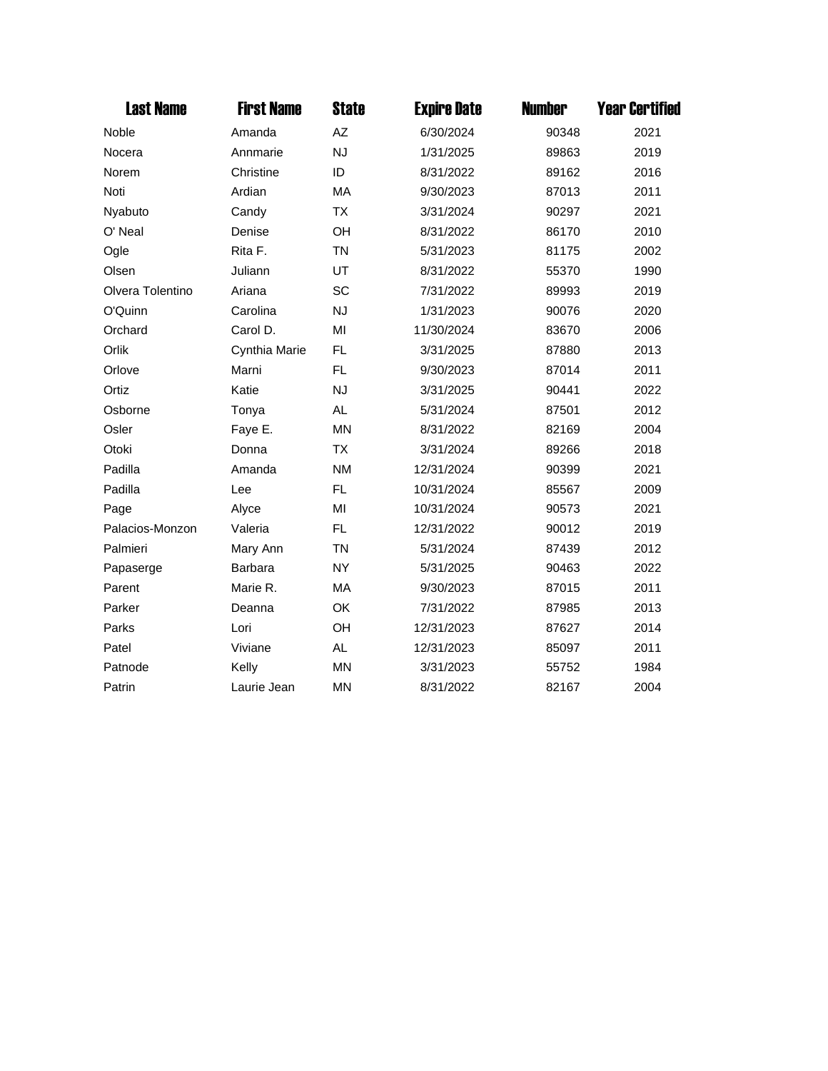| Last Name | First Name | State | Expire Date | Number | Year Certified |
|---|---|---|---|---|---|
| Noble | Amanda | AZ | 6/30/2024 | 90348 | 2021 |
| Nocera | Annmarie | NJ | 1/31/2025 | 89863 | 2019 |
| Norem | Christine | ID | 8/31/2022 | 89162 | 2016 |
| Noti | Ardian | MA | 9/30/2023 | 87013 | 2011 |
| Nyabuto | Candy | TX | 3/31/2024 | 90297 | 2021 |
| O' Neal | Denise | OH | 8/31/2022 | 86170 | 2010 |
| Ogle | Rita F. | TN | 5/31/2023 | 81175 | 2002 |
| Olsen | Juliann | UT | 8/31/2022 | 55370 | 1990 |
| Olvera Tolentino | Ariana | SC | 7/31/2022 | 89993 | 2019 |
| O'Quinn | Carolina | NJ | 1/31/2023 | 90076 | 2020 |
| Orchard | Carol D. | MI | 11/30/2024 | 83670 | 2006 |
| Orlik | Cynthia Marie | FL | 3/31/2025 | 87880 | 2013 |
| Orlove | Marni | FL | 9/30/2023 | 87014 | 2011 |
| Ortiz | Katie | NJ | 3/31/2025 | 90441 | 2022 |
| Osborne | Tonya | AL | 5/31/2024 | 87501 | 2012 |
| Osler | Faye E. | MN | 8/31/2022 | 82169 | 2004 |
| Otoki | Donna | TX | 3/31/2024 | 89266 | 2018 |
| Padilla | Amanda | NM | 12/31/2024 | 90399 | 2021 |
| Padilla | Lee | FL | 10/31/2024 | 85567 | 2009 |
| Page | Alyce | MI | 10/31/2024 | 90573 | 2021 |
| Palacios-Monzon | Valeria | FL | 12/31/2022 | 90012 | 2019 |
| Palmieri | Mary Ann | TN | 5/31/2024 | 87439 | 2012 |
| Papaserge | Barbara | NY | 5/31/2025 | 90463 | 2022 |
| Parent | Marie R. | MA | 9/30/2023 | 87015 | 2011 |
| Parker | Deanna | OK | 7/31/2022 | 87985 | 2013 |
| Parks | Lori | OH | 12/31/2023 | 87627 | 2014 |
| Patel | Viviane | AL | 12/31/2023 | 85097 | 2011 |
| Patnode | Kelly | MN | 3/31/2023 | 55752 | 1984 |
| Patrin | Laurie Jean | MN | 8/31/2022 | 82167 | 2004 |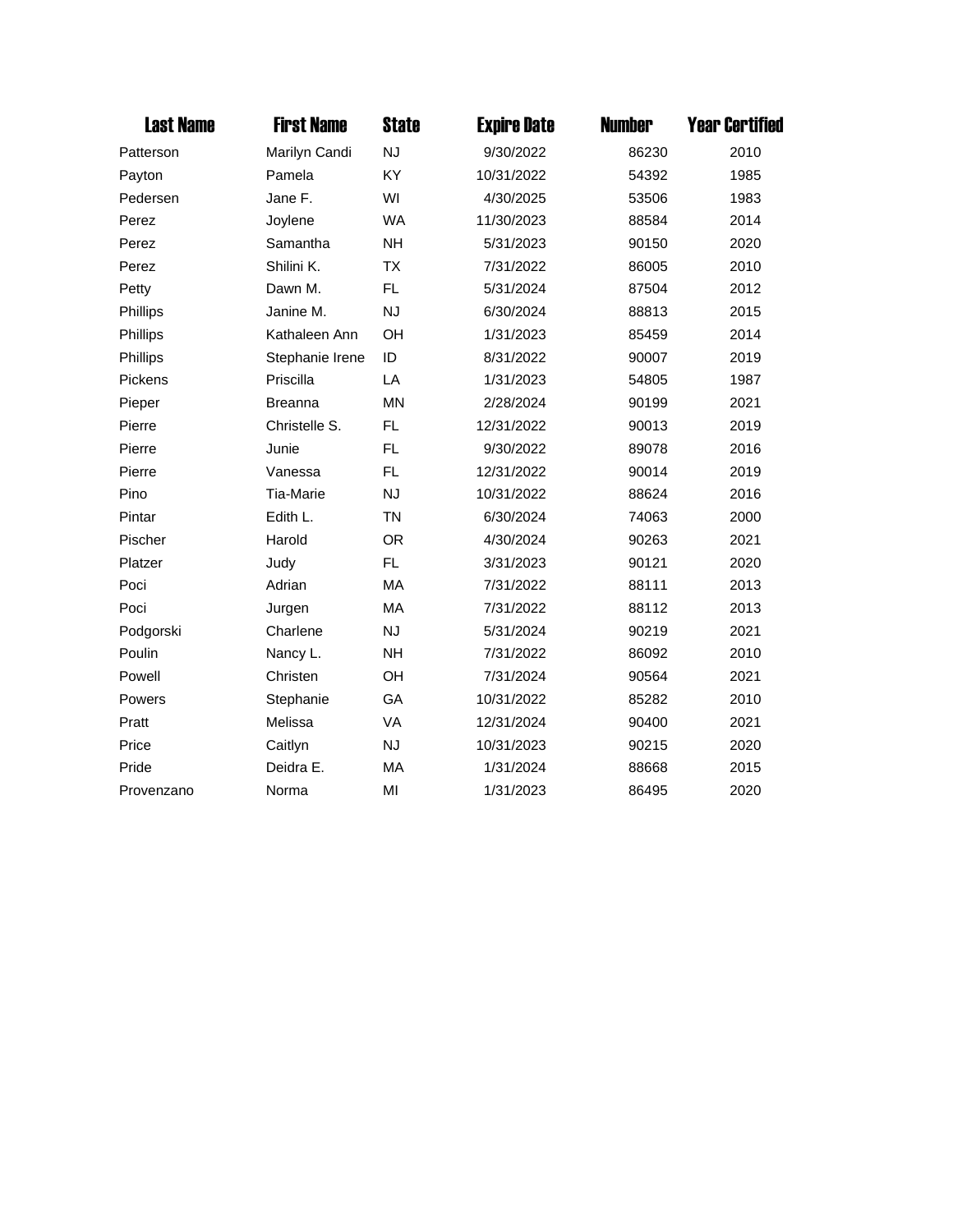| Last Name | First Name | State | Expire Date | Number | Year Certified |
|---|---|---|---|---|---|
| Patterson | Marilyn Candi | NJ | 9/30/2022 | 86230 | 2010 |
| Payton | Pamela | KY | 10/31/2022 | 54392 | 1985 |
| Pedersen | Jane F. | WI | 4/30/2025 | 53506 | 1983 |
| Perez | Joylene | WA | 11/30/2023 | 88584 | 2014 |
| Perez | Samantha | NH | 5/31/2023 | 90150 | 2020 |
| Perez | Shilini K. | TX | 7/31/2022 | 86005 | 2010 |
| Petty | Dawn M. | FL | 5/31/2024 | 87504 | 2012 |
| Phillips | Janine M. | NJ | 6/30/2024 | 88813 | 2015 |
| Phillips | Kathaleen Ann | OH | 1/31/2023 | 85459 | 2014 |
| Phillips | Stephanie Irene | ID | 8/31/2022 | 90007 | 2019 |
| Pickens | Priscilla | LA | 1/31/2023 | 54805 | 1987 |
| Pieper | Breanna | MN | 2/28/2024 | 90199 | 2021 |
| Pierre | Christelle S. | FL | 12/31/2022 | 90013 | 2019 |
| Pierre | Junie | FL | 9/30/2022 | 89078 | 2016 |
| Pierre | Vanessa | FL | 12/31/2022 | 90014 | 2019 |
| Pino | Tia-Marie | NJ | 10/31/2022 | 88624 | 2016 |
| Pintar | Edith L. | TN | 6/30/2024 | 74063 | 2000 |
| Pischer | Harold | OR | 4/30/2024 | 90263 | 2021 |
| Platzer | Judy | FL | 3/31/2023 | 90121 | 2020 |
| Poci | Adrian | MA | 7/31/2022 | 88111 | 2013 |
| Poci | Jurgen | MA | 7/31/2022 | 88112 | 2013 |
| Podgorski | Charlene | NJ | 5/31/2024 | 90219 | 2021 |
| Poulin | Nancy L. | NH | 7/31/2022 | 86092 | 2010 |
| Powell | Christen | OH | 7/31/2024 | 90564 | 2021 |
| Powers | Stephanie | GA | 10/31/2022 | 85282 | 2010 |
| Pratt | Melissa | VA | 12/31/2024 | 90400 | 2021 |
| Price | Caitlyn | NJ | 10/31/2023 | 90215 | 2020 |
| Pride | Deidra E. | MA | 1/31/2024 | 88668 | 2015 |
| Provenzano | Norma | MI | 1/31/2023 | 86495 | 2020 |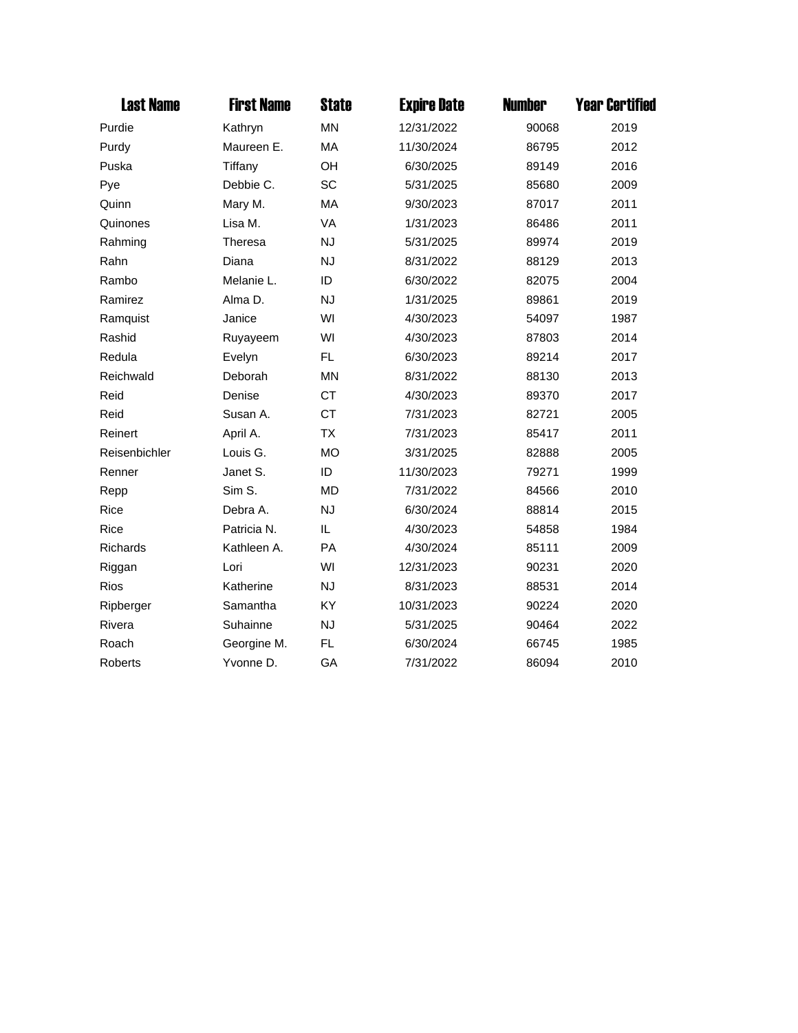| Last Name | First Name | State | Expire Date | Number | Year Certified |
|---|---|---|---|---|---|
| Purdie | Kathryn | MN | 12/31/2022 | 90068 | 2019 |
| Purdy | Maureen E. | MA | 11/30/2024 | 86795 | 2012 |
| Puska | Tiffany | OH | 6/30/2025 | 89149 | 2016 |
| Pye | Debbie C. | SC | 5/31/2025 | 85680 | 2009 |
| Quinn | Mary M. | MA | 9/30/2023 | 87017 | 2011 |
| Quinones | Lisa M. | VA | 1/31/2023 | 86486 | 2011 |
| Rahming | Theresa | NJ | 5/31/2025 | 89974 | 2019 |
| Rahn | Diana | NJ | 8/31/2022 | 88129 | 2013 |
| Rambo | Melanie L. | ID | 6/30/2022 | 82075 | 2004 |
| Ramirez | Alma D. | NJ | 1/31/2025 | 89861 | 2019 |
| Ramquist | Janice | WI | 4/30/2023 | 54097 | 1987 |
| Rashid | Ruyayeem | WI | 4/30/2023 | 87803 | 2014 |
| Redula | Evelyn | FL | 6/30/2023 | 89214 | 2017 |
| Reichwald | Deborah | MN | 8/31/2022 | 88130 | 2013 |
| Reid | Denise | CT | 4/30/2023 | 89370 | 2017 |
| Reid | Susan A. | CT | 7/31/2023 | 82721 | 2005 |
| Reinert | April A. | TX | 7/31/2023 | 85417 | 2011 |
| Reisenbichler | Louis G. | MO | 3/31/2025 | 82888 | 2005 |
| Renner | Janet S. | ID | 11/30/2023 | 79271 | 1999 |
| Repp | Sim S. | MD | 7/31/2022 | 84566 | 2010 |
| Rice | Debra A. | NJ | 6/30/2024 | 88814 | 2015 |
| Rice | Patricia N. | IL | 4/30/2023 | 54858 | 1984 |
| Richards | Kathleen A. | PA | 4/30/2024 | 85111 | 2009 |
| Riggan | Lori | WI | 12/31/2023 | 90231 | 2020 |
| Rios | Katherine | NJ | 8/31/2023 | 88531 | 2014 |
| Ripberger | Samantha | KY | 10/31/2023 | 90224 | 2020 |
| Rivera | Suhainne | NJ | 5/31/2025 | 90464 | 2022 |
| Roach | Georgine M. | FL | 6/30/2024 | 66745 | 1985 |
| Roberts | Yvonne D. | GA | 7/31/2022 | 86094 | 2010 |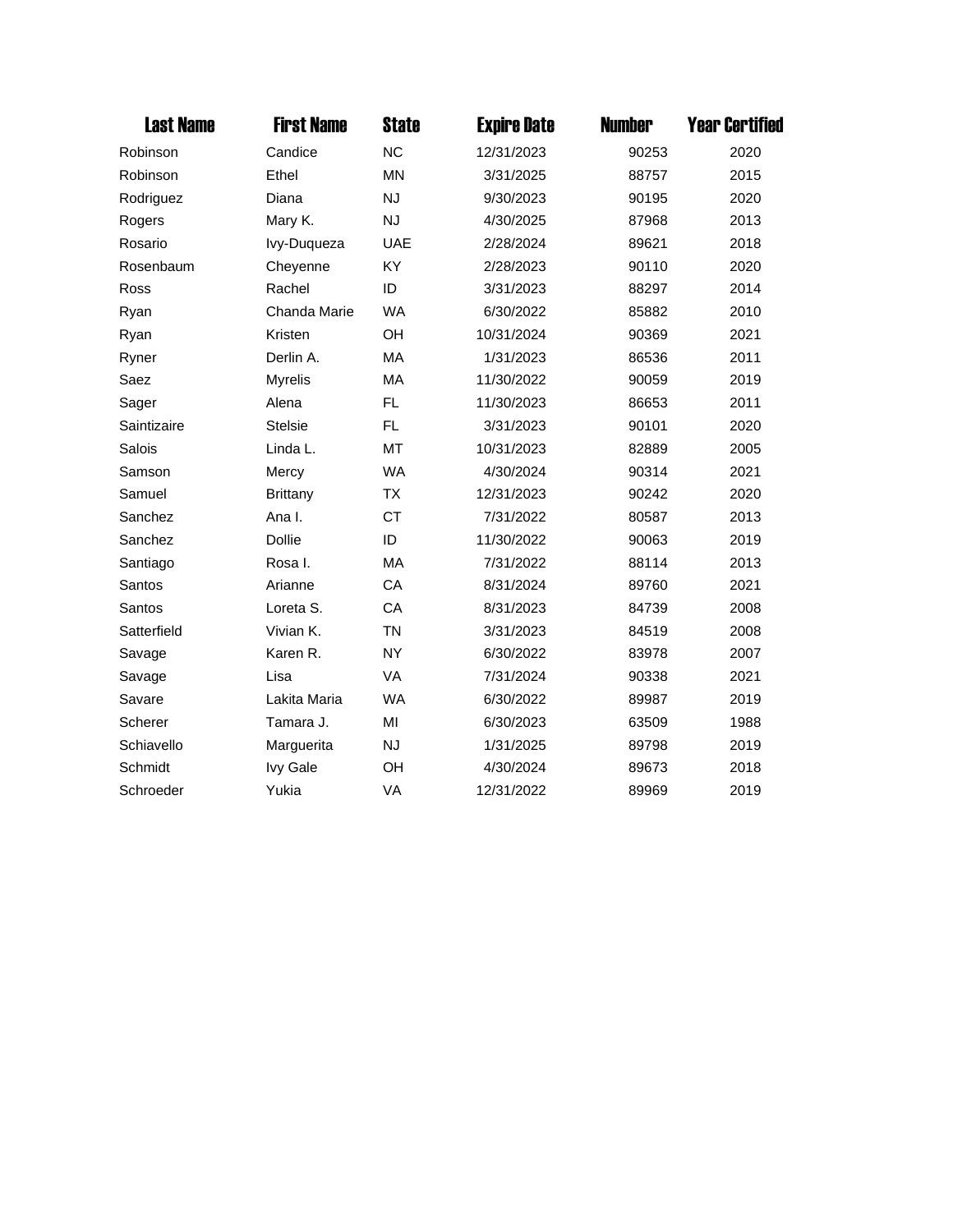| Last Name | First Name | State | Expire Date | Number | Year Certified |
|---|---|---|---|---|---|
| Robinson | Candice | NC | 12/31/2023 | 90253 | 2020 |
| Robinson | Ethel | MN | 3/31/2025 | 88757 | 2015 |
| Rodriguez | Diana | NJ | 9/30/2023 | 90195 | 2020 |
| Rogers | Mary K. | NJ | 4/30/2025 | 87968 | 2013 |
| Rosario | Ivy-Duqueza | UAE | 2/28/2024 | 89621 | 2018 |
| Rosenbaum | Cheyenne | KY | 2/28/2023 | 90110 | 2020 |
| Ross | Rachel | ID | 3/31/2023 | 88297 | 2014 |
| Ryan | Chanda Marie | WA | 6/30/2022 | 85882 | 2010 |
| Ryan | Kristen | OH | 10/31/2024 | 90369 | 2021 |
| Ryner | Derlin A. | MA | 1/31/2023 | 86536 | 2011 |
| Saez | Myrelis | MA | 11/30/2022 | 90059 | 2019 |
| Sager | Alena | FL | 11/30/2023 | 86653 | 2011 |
| Saintizaire | Stelsie | FL | 3/31/2023 | 90101 | 2020 |
| Salois | Linda L. | MT | 10/31/2023 | 82889 | 2005 |
| Samson | Mercy | WA | 4/30/2024 | 90314 | 2021 |
| Samuel | Brittany | TX | 12/31/2023 | 90242 | 2020 |
| Sanchez | Ana I. | CT | 7/31/2022 | 80587 | 2013 |
| Sanchez | Dollie | ID | 11/30/2022 | 90063 | 2019 |
| Santiago | Rosa I. | MA | 7/31/2022 | 88114 | 2013 |
| Santos | Arianne | CA | 8/31/2024 | 89760 | 2021 |
| Santos | Loreta S. | CA | 8/31/2023 | 84739 | 2008 |
| Satterfield | Vivian K. | TN | 3/31/2023 | 84519 | 2008 |
| Savage | Karen R. | NY | 6/30/2022 | 83978 | 2007 |
| Savage | Lisa | VA | 7/31/2024 | 90338 | 2021 |
| Savare | Lakita Maria | WA | 6/30/2022 | 89987 | 2019 |
| Scherer | Tamara J. | MI | 6/30/2023 | 63509 | 1988 |
| Schiavello | Marguerita | NJ | 1/31/2025 | 89798 | 2019 |
| Schmidt | Ivy Gale | OH | 4/30/2024 | 89673 | 2018 |
| Schroeder | Yukia | VA | 12/31/2022 | 89969 | 2019 |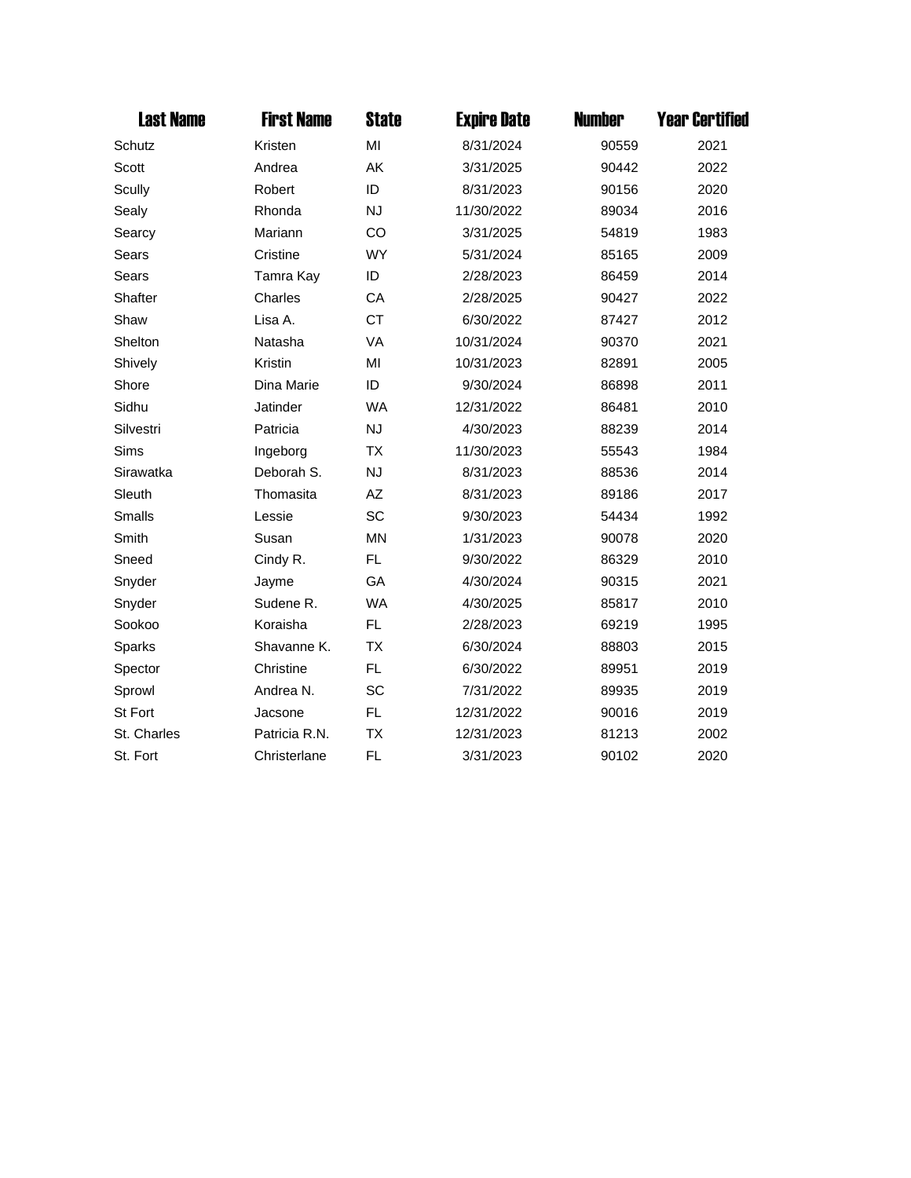| Last Name | First Name | State | Expire Date | Number | Year Certified |
|---|---|---|---|---|---|
| Schutz | Kristen | MI | 8/31/2024 | 90559 | 2021 |
| Scott | Andrea | AK | 3/31/2025 | 90442 | 2022 |
| Scully | Robert | ID | 8/31/2023 | 90156 | 2020 |
| Sealy | Rhonda | NJ | 11/30/2022 | 89034 | 2016 |
| Searcy | Mariann | CO | 3/31/2025 | 54819 | 1983 |
| Sears | Cristine | WY | 5/31/2024 | 85165 | 2009 |
| Sears | Tamra Kay | ID | 2/28/2023 | 86459 | 2014 |
| Shafter | Charles | CA | 2/28/2025 | 90427 | 2022 |
| Shaw | Lisa A. | CT | 6/30/2022 | 87427 | 2012 |
| Shelton | Natasha | VA | 10/31/2024 | 90370 | 2021 |
| Shively | Kristin | MI | 10/31/2023 | 82891 | 2005 |
| Shore | Dina Marie | ID | 9/30/2024 | 86898 | 2011 |
| Sidhu | Jatinder | WA | 12/31/2022 | 86481 | 2010 |
| Silvestri | Patricia | NJ | 4/30/2023 | 88239 | 2014 |
| Sims | Ingeborg | TX | 11/30/2023 | 55543 | 1984 |
| Sirawatka | Deborah S. | NJ | 8/31/2023 | 88536 | 2014 |
| Sleuth | Thomasita | AZ | 8/31/2023 | 89186 | 2017 |
| Smalls | Lessie | SC | 9/30/2023 | 54434 | 1992 |
| Smith | Susan | MN | 1/31/2023 | 90078 | 2020 |
| Sneed | Cindy R. | FL | 9/30/2022 | 86329 | 2010 |
| Snyder | Jayme | GA | 4/30/2024 | 90315 | 2021 |
| Snyder | Sudene R. | WA | 4/30/2025 | 85817 | 2010 |
| Sookoo | Koraisha | FL | 2/28/2023 | 69219 | 1995 |
| Sparks | Shavanne K. | TX | 6/30/2024 | 88803 | 2015 |
| Spector | Christine | FL | 6/30/2022 | 89951 | 2019 |
| Sprowl | Andrea N. | SC | 7/31/2022 | 89935 | 2019 |
| St Fort | Jacsone | FL | 12/31/2022 | 90016 | 2019 |
| St. Charles | Patricia R.N. | TX | 12/31/2023 | 81213 | 2002 |
| St. Fort | Christerlane | FL | 3/31/2023 | 90102 | 2020 |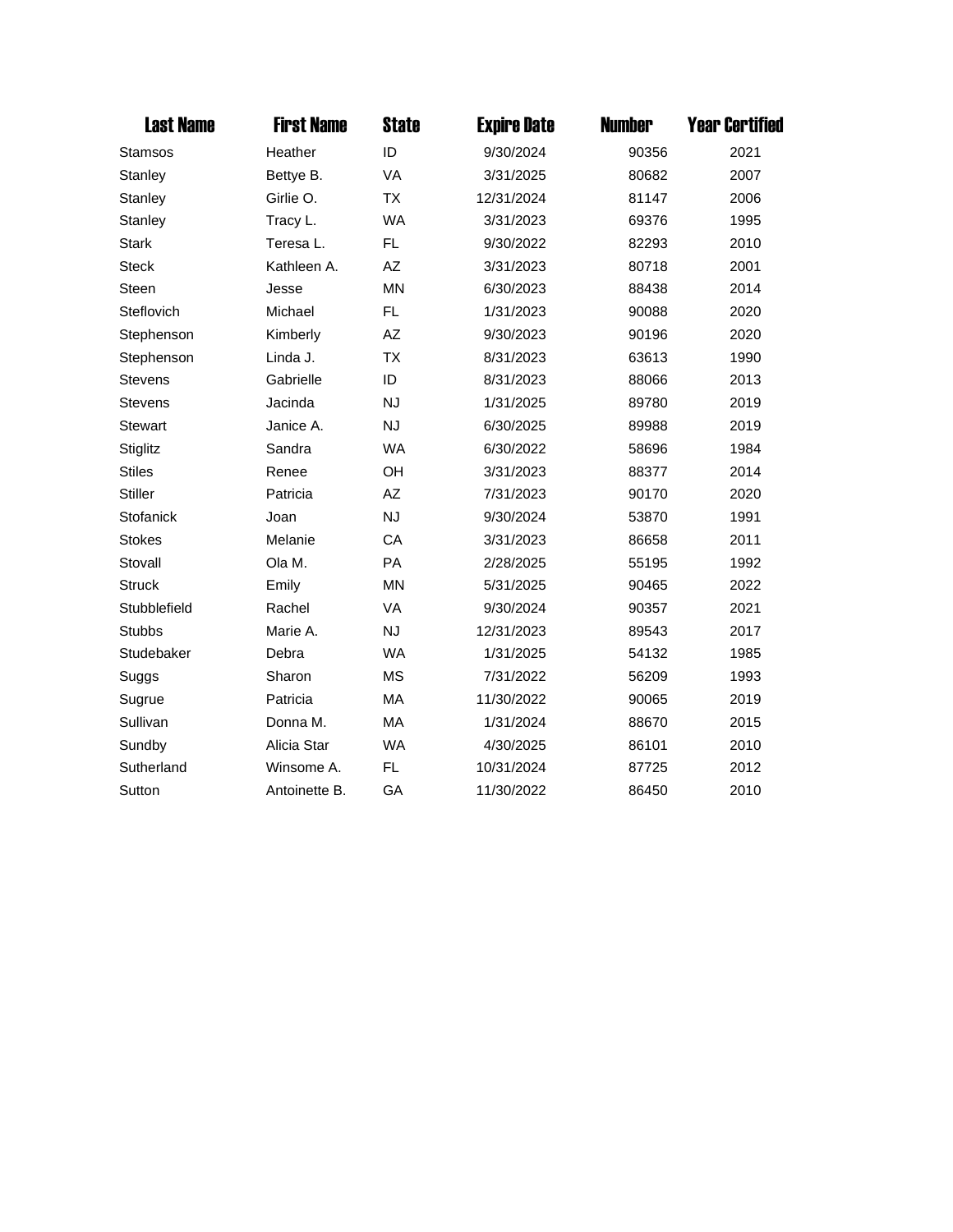| Last Name | First Name | State | Expire Date | Number | Year Certified |
|---|---|---|---|---|---|
| Stamsos | Heather | ID | 9/30/2024 | 90356 | 2021 |
| Stanley | Bettye B. | VA | 3/31/2025 | 80682 | 2007 |
| Stanley | Girlie O. | TX | 12/31/2024 | 81147 | 2006 |
| Stanley | Tracy L. | WA | 3/31/2023 | 69376 | 1995 |
| Stark | Teresa L. | FL | 9/30/2022 | 82293 | 2010 |
| Steck | Kathleen A. | AZ | 3/31/2023 | 80718 | 2001 |
| Steen | Jesse | MN | 6/30/2023 | 88438 | 2014 |
| Steflovich | Michael | FL | 1/31/2023 | 90088 | 2020 |
| Stephenson | Kimberly | AZ | 9/30/2023 | 90196 | 2020 |
| Stephenson | Linda J. | TX | 8/31/2023 | 63613 | 1990 |
| Stevens | Gabrielle | ID | 8/31/2023 | 88066 | 2013 |
| Stevens | Jacinda | NJ | 1/31/2025 | 89780 | 2019 |
| Stewart | Janice A. | NJ | 6/30/2025 | 89988 | 2019 |
| Stiglitz | Sandra | WA | 6/30/2022 | 58696 | 1984 |
| Stiles | Renee | OH | 3/31/2023 | 88377 | 2014 |
| Stiller | Patricia | AZ | 7/31/2023 | 90170 | 2020 |
| Stofanick | Joan | NJ | 9/30/2024 | 53870 | 1991 |
| Stokes | Melanie | CA | 3/31/2023 | 86658 | 2011 |
| Stovall | Ola M. | PA | 2/28/2025 | 55195 | 1992 |
| Struck | Emily | MN | 5/31/2025 | 90465 | 2022 |
| Stubblefield | Rachel | VA | 9/30/2024 | 90357 | 2021 |
| Stubbs | Marie A. | NJ | 12/31/2023 | 89543 | 2017 |
| Studebaker | Debra | WA | 1/31/2025 | 54132 | 1985 |
| Suggs | Sharon | MS | 7/31/2022 | 56209 | 1993 |
| Sugrue | Patricia | MA | 11/30/2022 | 90065 | 2019 |
| Sullivan | Donna M. | MA | 1/31/2024 | 88670 | 2015 |
| Sundby | Alicia Star | WA | 4/30/2025 | 86101 | 2010 |
| Sutherland | Winsome A. | FL | 10/31/2024 | 87725 | 2012 |
| Sutton | Antoinette B. | GA | 11/30/2022 | 86450 | 2010 |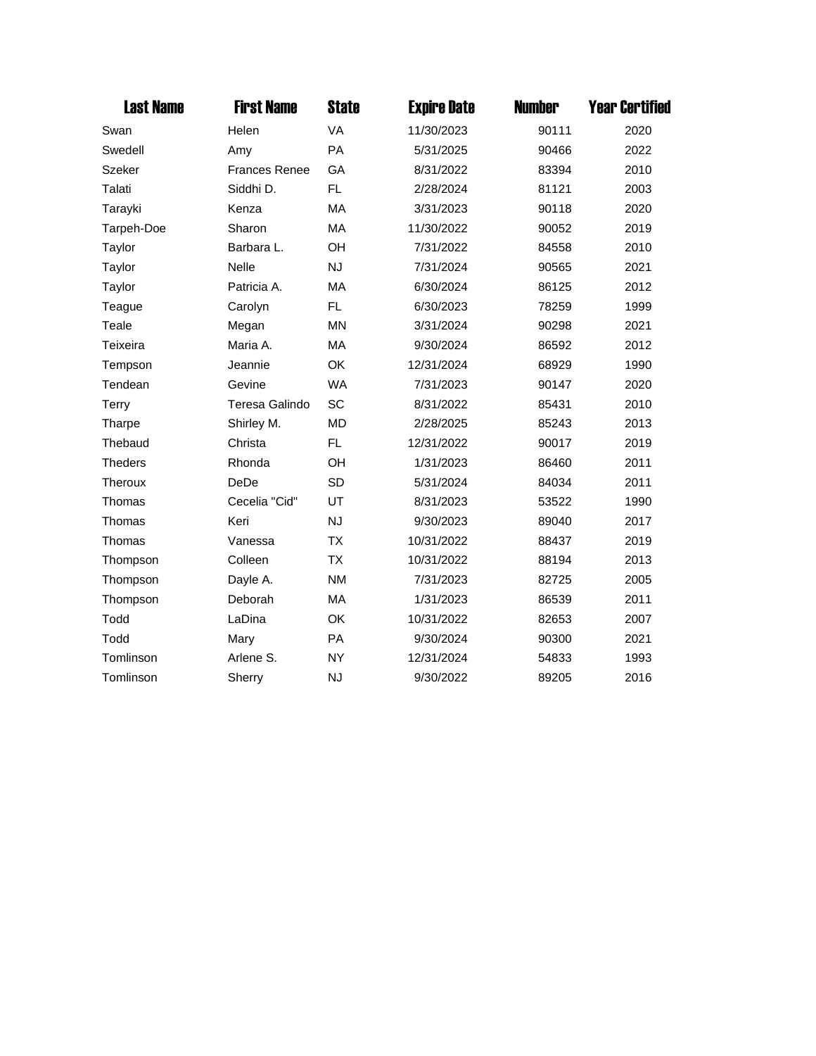| Last Name | First Name | State | Expire Date | Number | Year Certified |
|---|---|---|---|---|---|
| Swan | Helen | VA | 11/30/2023 | 90111 | 2020 |
| Swedell | Amy | PA | 5/31/2025 | 90466 | 2022 |
| Szeker | Frances Renee | GA | 8/31/2022 | 83394 | 2010 |
| Talati | Siddhi D. | FL | 2/28/2024 | 81121 | 2003 |
| Tarayki | Kenza | MA | 3/31/2023 | 90118 | 2020 |
| Tarpeh-Doe | Sharon | MA | 11/30/2022 | 90052 | 2019 |
| Taylor | Barbara L. | OH | 7/31/2022 | 84558 | 2010 |
| Taylor | Nelle | NJ | 7/31/2024 | 90565 | 2021 |
| Taylor | Patricia A. | MA | 6/30/2024 | 86125 | 2012 |
| Teague | Carolyn | FL | 6/30/2023 | 78259 | 1999 |
| Teale | Megan | MN | 3/31/2024 | 90298 | 2021 |
| Teixeira | Maria A. | MA | 9/30/2024 | 86592 | 2012 |
| Tempson | Jeannie | OK | 12/31/2024 | 68929 | 1990 |
| Tendean | Gevine | WA | 7/31/2023 | 90147 | 2020 |
| Terry | Teresa Galindo | SC | 8/31/2022 | 85431 | 2010 |
| Tharpe | Shirley M. | MD | 2/28/2025 | 85243 | 2013 |
| Thebaud | Christa | FL | 12/31/2022 | 90017 | 2019 |
| Theders | Rhonda | OH | 1/31/2023 | 86460 | 2011 |
| Theroux | DeDe | SD | 5/31/2024 | 84034 | 2011 |
| Thomas | Cecelia "Cid" | UT | 8/31/2023 | 53522 | 1990 |
| Thomas | Keri | NJ | 9/30/2023 | 89040 | 2017 |
| Thomas | Vanessa | TX | 10/31/2022 | 88437 | 2019 |
| Thompson | Colleen | TX | 10/31/2022 | 88194 | 2013 |
| Thompson | Dayle A. | NM | 7/31/2023 | 82725 | 2005 |
| Thompson | Deborah | MA | 1/31/2023 | 86539 | 2011 |
| Todd | LaDina | OK | 10/31/2022 | 82653 | 2007 |
| Todd | Mary | PA | 9/30/2024 | 90300 | 2021 |
| Tomlinson | Arlene S. | NY | 12/31/2024 | 54833 | 1993 |
| Tomlinson | Sherry | NJ | 9/30/2022 | 89205 | 2016 |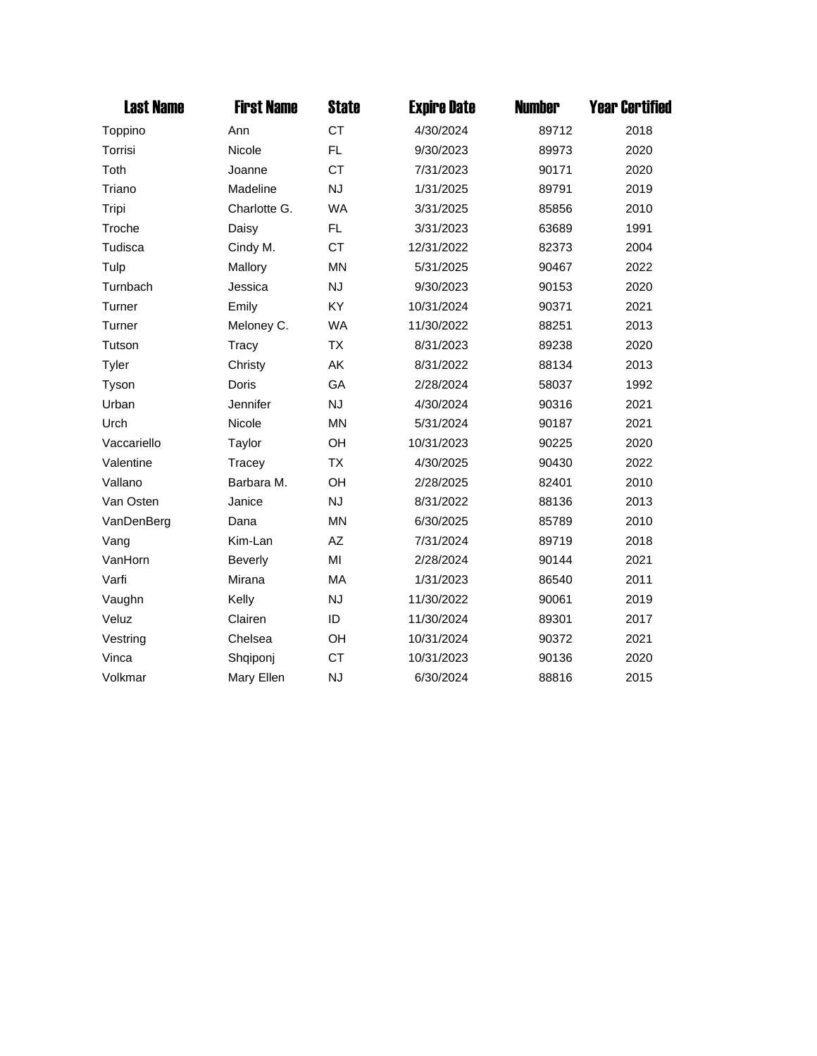| Last Name | First Name | State | Expire Date | Number | Year Certified |
|---|---|---|---|---|---|
| Toppino | Ann | CT | 4/30/2024 | 89712 | 2018 |
| Torrisi | Nicole | FL | 9/30/2023 | 89973 | 2020 |
| Toth | Joanne | CT | 7/31/2023 | 90171 | 2020 |
| Triano | Madeline | NJ | 1/31/2025 | 89791 | 2019 |
| Tripi | Charlotte G. | WA | 3/31/2025 | 85856 | 2010 |
| Troche | Daisy | FL | 3/31/2023 | 63689 | 1991 |
| Tudisca | Cindy M. | CT | 12/31/2022 | 82373 | 2004 |
| Tulp | Mallory | MN | 5/31/2025 | 90467 | 2022 |
| Turnbach | Jessica | NJ | 9/30/2023 | 90153 | 2020 |
| Turner | Emily | KY | 10/31/2024 | 90371 | 2021 |
| Turner | Meloney C. | WA | 11/30/2022 | 88251 | 2013 |
| Tutson | Tracy | TX | 8/31/2023 | 89238 | 2020 |
| Tyler | Christy | AK | 8/31/2022 | 88134 | 2013 |
| Tyson | Doris | GA | 2/28/2024 | 58037 | 1992 |
| Urban | Jennifer | NJ | 4/30/2024 | 90316 | 2021 |
| Urch | Nicole | MN | 5/31/2024 | 90187 | 2021 |
| Vaccariello | Taylor | OH | 10/31/2023 | 90225 | 2020 |
| Valentine | Tracey | TX | 4/30/2025 | 90430 | 2022 |
| Vallano | Barbara M. | OH | 2/28/2025 | 82401 | 2010 |
| Van Osten | Janice | NJ | 8/31/2022 | 88136 | 2013 |
| VanDenBerg | Dana | MN | 6/30/2025 | 85789 | 2010 |
| Vang | Kim-Lan | AZ | 7/31/2024 | 89719 | 2018 |
| VanHorn | Beverly | MI | 2/28/2024 | 90144 | 2021 |
| Varfi | Mirana | MA | 1/31/2023 | 86540 | 2011 |
| Vaughn | Kelly | NJ | 11/30/2022 | 90061 | 2019 |
| Veluz | Clairen | ID | 11/30/2024 | 89301 | 2017 |
| Vestring | Chelsea | OH | 10/31/2024 | 90372 | 2021 |
| Vinca | Shqiponj | CT | 10/31/2023 | 90136 | 2020 |
| Volkmar | Mary Ellen | NJ | 6/30/2024 | 88816 | 2015 |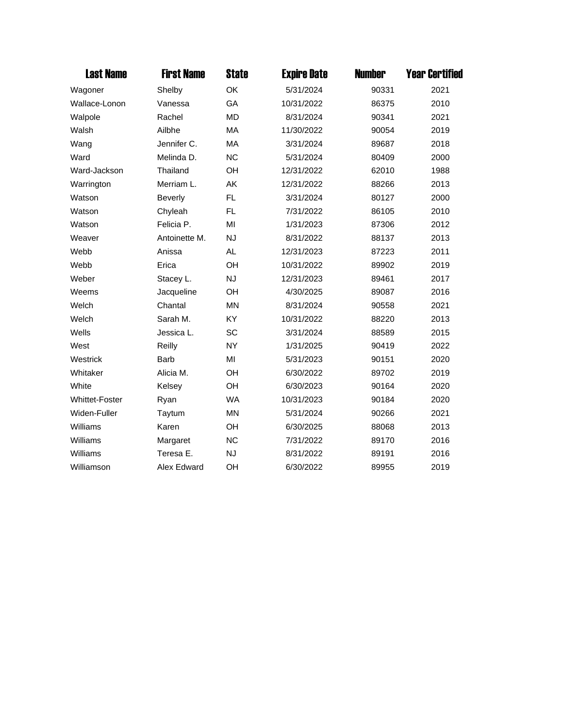| Last Name | First Name | State | Expire Date | Number | Year Certified |
|---|---|---|---|---|---|
| Wagoner | Shelby | OK | 5/31/2024 | 90331 | 2021 |
| Wallace-Lonon | Vanessa | GA | 10/31/2022 | 86375 | 2010 |
| Walpole | Rachel | MD | 8/31/2024 | 90341 | 2021 |
| Walsh | Ailbhe | MA | 11/30/2022 | 90054 | 2019 |
| Wang | Jennifer C. | MA | 3/31/2024 | 89687 | 2018 |
| Ward | Melinda D. | NC | 5/31/2024 | 80409 | 2000 |
| Ward-Jackson | Thailand | OH | 12/31/2022 | 62010 | 1988 |
| Warrington | Merriam L. | AK | 12/31/2022 | 88266 | 2013 |
| Watson | Beverly | FL | 3/31/2024 | 80127 | 2000 |
| Watson | Chyleah | FL | 7/31/2022 | 86105 | 2010 |
| Watson | Felicia P. | MI | 1/31/2023 | 87306 | 2012 |
| Weaver | Antoinette M. | NJ | 8/31/2022 | 88137 | 2013 |
| Webb | Anissa | AL | 12/31/2023 | 87223 | 2011 |
| Webb | Erica | OH | 10/31/2022 | 89902 | 2019 |
| Weber | Stacey L. | NJ | 12/31/2023 | 89461 | 2017 |
| Weems | Jacqueline | OH | 4/30/2025 | 89087 | 2016 |
| Welch | Chantal | MN | 8/31/2024 | 90558 | 2021 |
| Welch | Sarah M. | KY | 10/31/2022 | 88220 | 2013 |
| Wells | Jessica L. | SC | 3/31/2024 | 88589 | 2015 |
| West | Reilly | NY | 1/31/2025 | 90419 | 2022 |
| Westrick | Barb | MI | 5/31/2023 | 90151 | 2020 |
| Whitaker | Alicia M. | OH | 6/30/2022 | 89702 | 2019 |
| White | Kelsey | OH | 6/30/2023 | 90164 | 2020 |
| Whittet-Foster | Ryan | WA | 10/31/2023 | 90184 | 2020 |
| Widen-Fuller | Taytum | MN | 5/31/2024 | 90266 | 2021 |
| Williams | Karen | OH | 6/30/2025 | 88068 | 2013 |
| Williams | Margaret | NC | 7/31/2022 | 89170 | 2016 |
| Williams | Teresa E. | NJ | 8/31/2022 | 89191 | 2016 |
| Williamson | Alex Edward | OH | 6/30/2022 | 89955 | 2019 |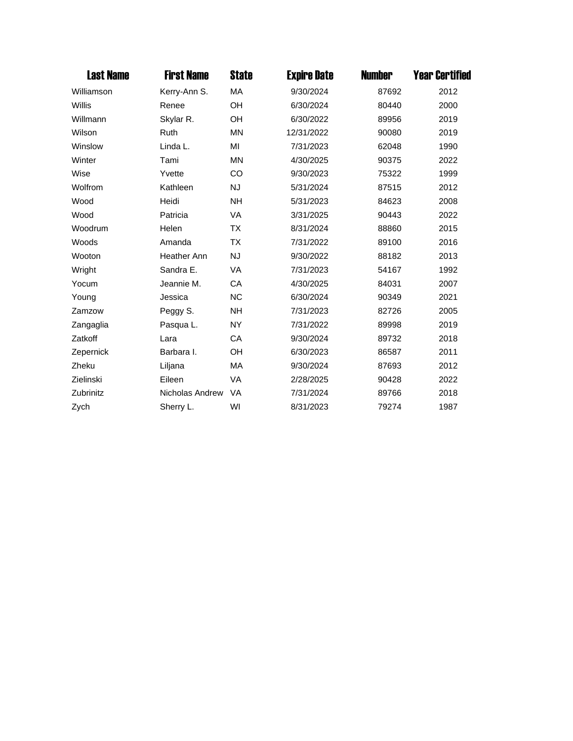| Last Name | First Name | State | Expire Date | Number | Year Certified |
|---|---|---|---|---|---|
| Williamson | Kerry-Ann S. | MA | 9/30/2024 | 87692 | 2012 |
| Willis | Renee | OH | 6/30/2024 | 80440 | 2000 |
| Willmann | Skylar R. | OH | 6/30/2022 | 89956 | 2019 |
| Wilson | Ruth | MN | 12/31/2022 | 90080 | 2019 |
| Winslow | Linda L. | MI | 7/31/2023 | 62048 | 1990 |
| Winter | Tami | MN | 4/30/2025 | 90375 | 2022 |
| Wise | Yvette | CO | 9/30/2023 | 75322 | 1999 |
| Wolfrom | Kathleen | NJ | 5/31/2024 | 87515 | 2012 |
| Wood | Heidi | NH | 5/31/2023 | 84623 | 2008 |
| Wood | Patricia | VA | 3/31/2025 | 90443 | 2022 |
| Woodrum | Helen | TX | 8/31/2024 | 88860 | 2015 |
| Woods | Amanda | TX | 7/31/2022 | 89100 | 2016 |
| Wooton | Heather Ann | NJ | 9/30/2022 | 88182 | 2013 |
| Wright | Sandra E. | VA | 7/31/2023 | 54167 | 1992 |
| Yocum | Jeannie M. | CA | 4/30/2025 | 84031 | 2007 |
| Young | Jessica | NC | 6/30/2024 | 90349 | 2021 |
| Zamzow | Peggy S. | NH | 7/31/2023 | 82726 | 2005 |
| Zangaglia | Pasqua L. | NY | 7/31/2022 | 89998 | 2019 |
| Zatkoff | Lara | CA | 9/30/2024 | 89732 | 2018 |
| Zepernick | Barbara I. | OH | 6/30/2023 | 86587 | 2011 |
| Zheku | Liljana | MA | 9/30/2024 | 87693 | 2012 |
| Zielinski | Eileen | VA | 2/28/2025 | 90428 | 2022 |
| Zubrinitz | Nicholas Andrew | VA | 7/31/2024 | 89766 | 2018 |
| Zych | Sherry L. | WI | 8/31/2023 | 79274 | 1987 |